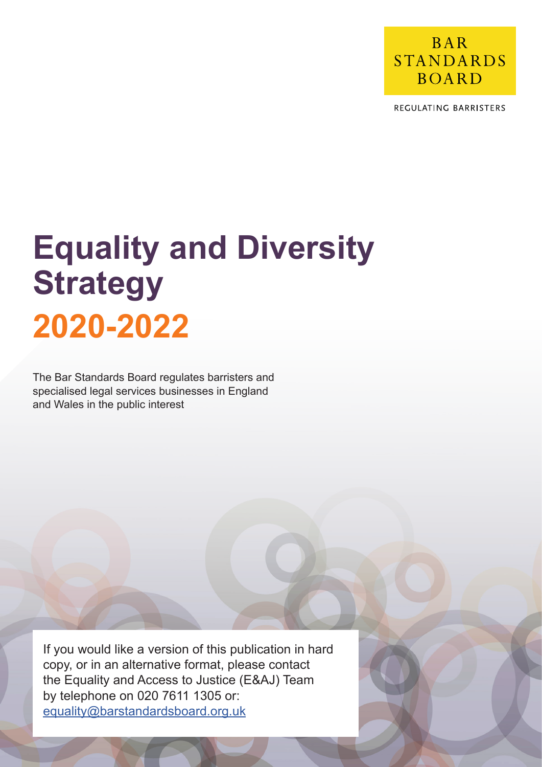BAR STANDARDS BOARD

REGULATING BARRISTERS

# Equality and Diversity Strategy 2020-2022

The Bar Standards Board regulates barristers and specialised legal services businesses in England and Wales in the public interest

If you would like a version of this publication in hard copy, or in an alternative format, please contact the Equality and Access to Justice (E&AJ) Team by telephone on 020 7611 1305 or: equality@barstandardsboard.org.uk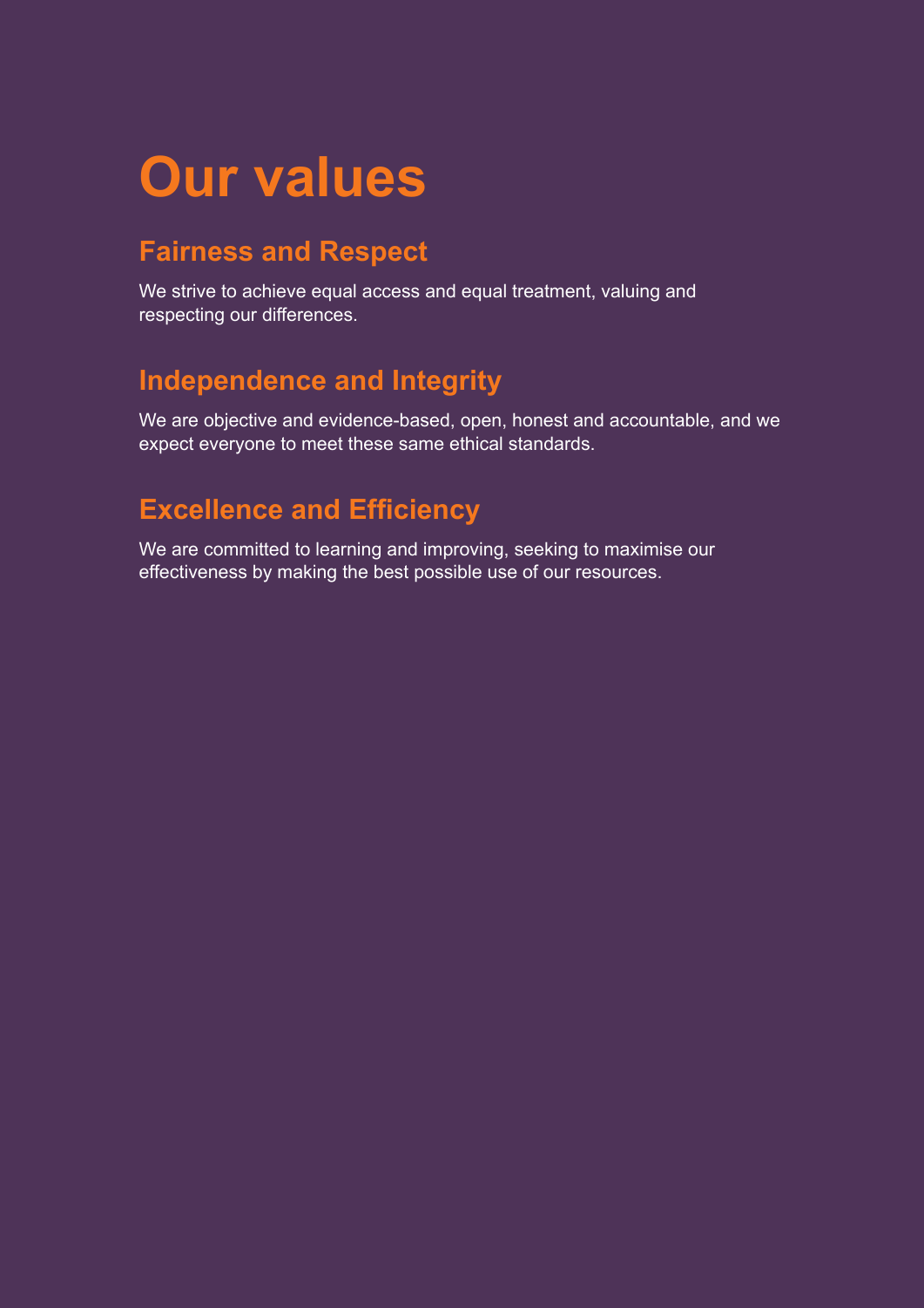# Our values

## Fairness and Respect

We strive to achieve equal access and equal treatment, valuing and respecting our differences.

## Independence and Integrity

We are objective and evidence-based, open, honest and accountable, and we expect everyone to meet these same ethical standards.

## Excellence and Efficiency

We are committed to learning and improving, seeking to maximise our effectiveness by making the best possible use of our resources.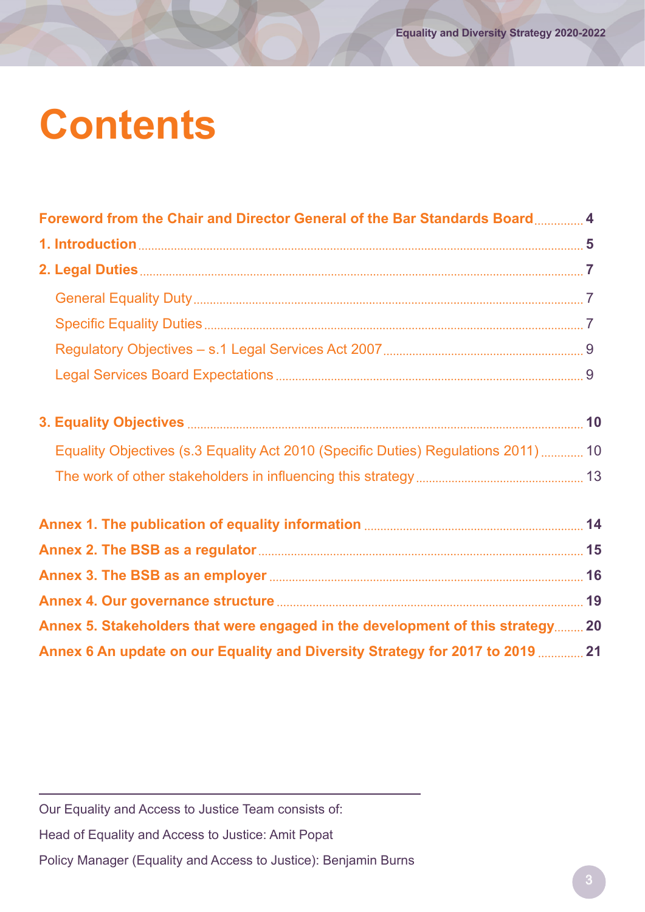# Contents

**Foreword from the Chair and Director General of the Bar Standards Board** .............. **4**

**1. Introduction** .............. **5**

**2. Legal Duties** .............. **7**

- General Equality Duty .............. 7
- Specific Equality Duties .............. 7
- Regulatory Objectives – s.1 Legal Services Act 2007 .............. 9
- Legal Services Board Expectations .............. 9

**3. Equality Objectives** .............. **10**

- Equality Objectives (s.3 Equality Act 2010 (Specific Duties) Regulations 2011) .............. 10
- The work of other stakeholders in influencing this strategy .............. 13

**Annex 1. The publication of equality information** .............. **14**

**Annex 2. The BSB as a regulator** .............. **15**

**Annex 3. The BSB as an employer** .............. **16**

**Annex 4. Our governance structure** .............. **19**

**Annex 5. Stakeholders that were engaged in the development of this strategy** .............. **20**

**Annex 6 An update on our Equality and Diversity Strategy for 2017 to 2019** .............. **21**

---

Our Equality and Access to Justice Team consists of:

Head of Equality and Access to Justice: Amit Popat

Policy Manager (Equality and Access to Justice): Benjamin Burns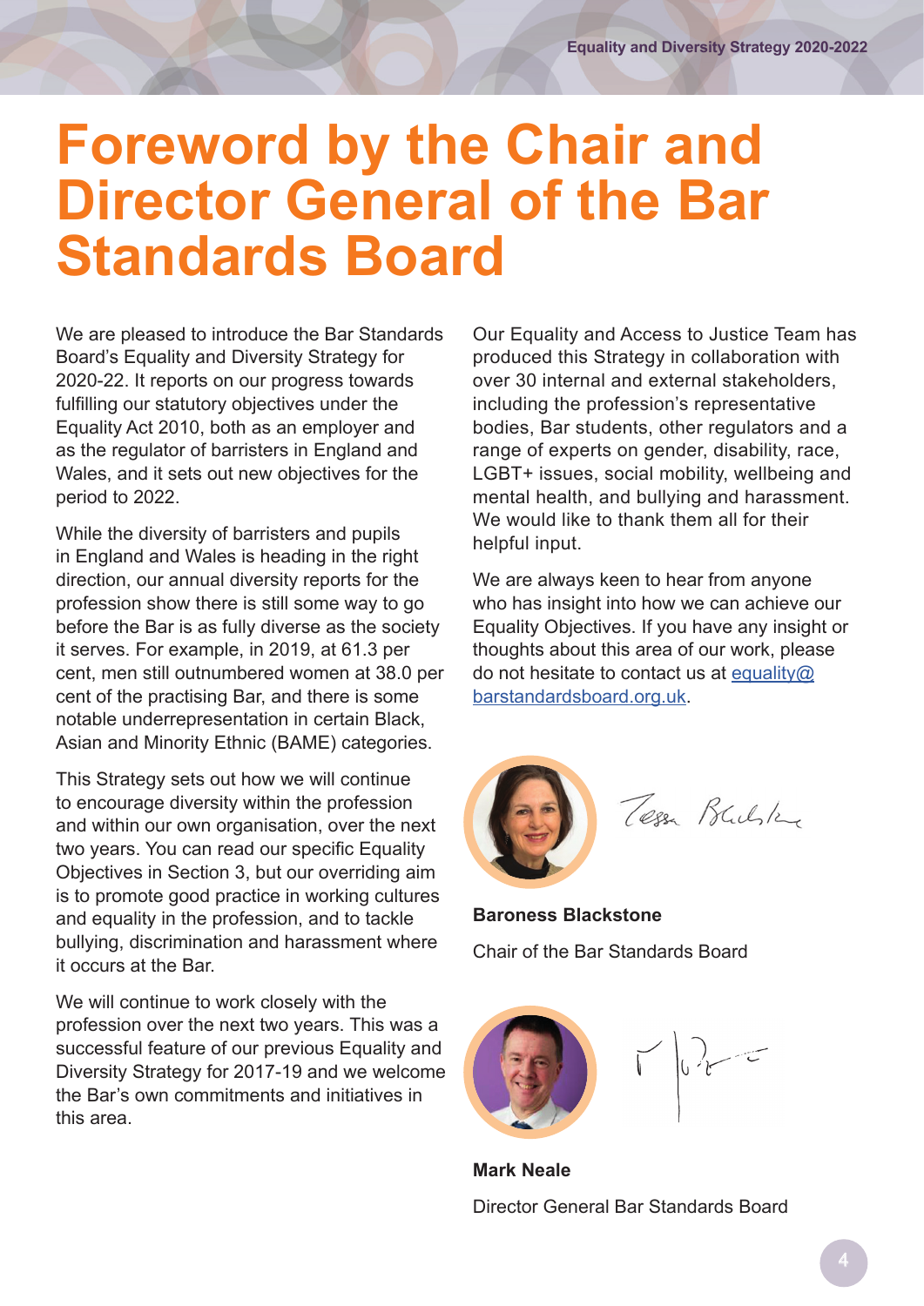# Foreword by the Chair and Director General of the Bar Standards Board

We are pleased to introduce the Bar Standards Board's Equality and Diversity Strategy for 2020-22. It reports on our progress towards fulfilling our statutory objectives under the Equality Act 2010, both as an employer and as the regulator of barristers in England and Wales, and it sets out new objectives for the period to 2022.

While the diversity of barristers and pupils in England and Wales is heading in the right direction, our annual diversity reports for the profession show there is still some way to go before the Bar is as fully diverse as the society it serves. For example, in 2019, at 61.3 per cent, men still outnumbered women at 38.0 per cent of the practising Bar, and there is some notable underrepresentation in certain Black, Asian and Minority Ethnic (BAME) categories.

This Strategy sets out how we will continue to encourage diversity within the profession and within our own organisation, over the next two years. You can read our specific Equality Objectives in Section 3, but our overriding aim is to promote good practice in working cultures and equality in the profession, and to tackle bullying, discrimination and harassment where it occurs at the Bar.

We will continue to work closely with the profession over the next two years. This was a successful feature of our previous Equality and Diversity Strategy for 2017-19 and we welcome the Bar's own commitments and initiatives in this area.

Our Equality and Access to Justice Team has produced this Strategy in collaboration with over 30 internal and external stakeholders, including the profession's representative bodies, Bar students, other regulators and a range of experts on gender, disability, race, LGBT+ issues, social mobility, wellbeing and mental health, and bullying and harassment. We would like to thank them all for their helpful input.

We are always keen to hear from anyone who has insight into how we can achieve our Equality Objectives. If you have any insight or thoughts about this area of our work, please do not hesitate to contact us at equality@barstandardsboard.org.uk.

**Baroness Blackstone**

Chair of the Bar Standards Board

**Mark Neale**

Director General Bar Standards Board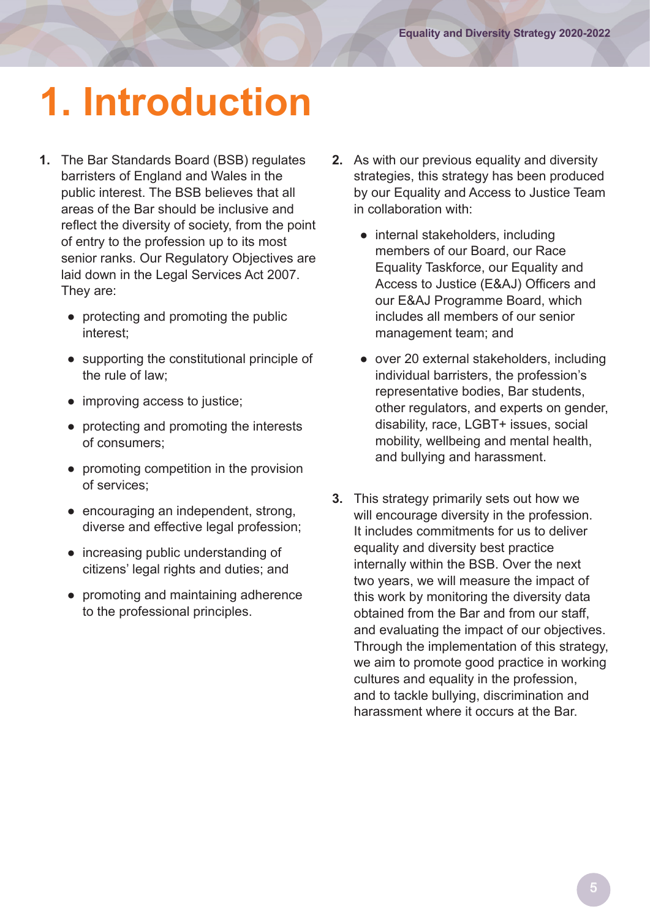# 1. Introduction

1. The Bar Standards Board (BSB) regulates barristers of England and Wales in the public interest. The BSB believes that all areas of the Bar should be inclusive and reflect the diversity of society, from the point of entry to the profession up to its most senior ranks. Our Regulatory Objectives are laid down in the Legal Services Act 2007. They are:

   - protecting and promoting the public interest;
   - supporting the constitutional principle of the rule of law;
   - improving access to justice;
   - protecting and promoting the interests of consumers;
   - promoting competition in the provision of services;
   - encouraging an independent, strong, diverse and effective legal profession;
   - increasing public understanding of citizens' legal rights and duties; and
   - promoting and maintaining adherence to the professional principles.

2. As with our previous equality and diversity strategies, this strategy has been produced by our Equality and Access to Justice Team in collaboration with:

   - internal stakeholders, including members of our Board, our Race Equality Taskforce, our Equality and Access to Justice (E&AJ) Officers and our E&AJ Programme Board, which includes all members of our senior management team; and
   - over 20 external stakeholders, including individual barristers, the profession's representative bodies, Bar students, other regulators, and experts on gender, disability, race, LGBT+ issues, social mobility, wellbeing and mental health, and bullying and harassment.

3. This strategy primarily sets out how we will encourage diversity in the profession. It includes commitments for us to deliver equality and diversity best practice internally within the BSB. Over the next two years, we will measure the impact of this work by monitoring the diversity data obtained from the Bar and from our staff, and evaluating the impact of our objectives. Through the implementation of this strategy, we aim to promote good practice in working cultures and equality in the profession, and to tackle bullying, discrimination and harassment where it occurs at the Bar.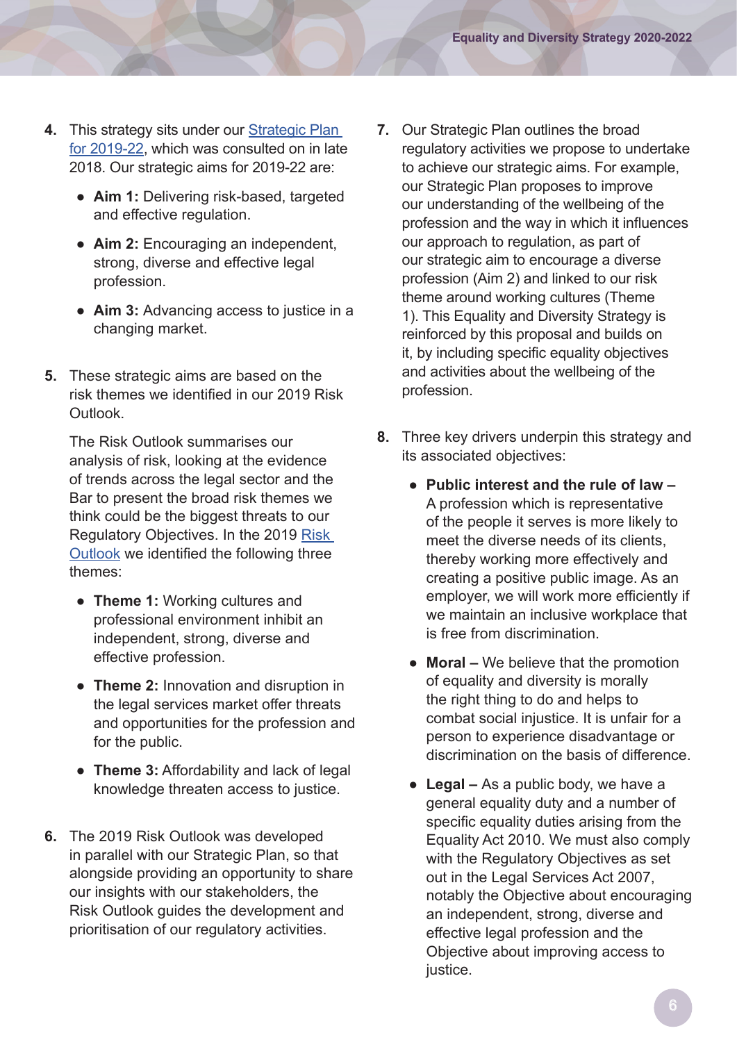4. This strategy sits under our [Strategic Plan for 2019-22](), which was consulted on in late 2018. Our strategic aims for 2019-22 are:

   - **Aim 1:** Delivering risk-based, targeted and effective regulation.
   - **Aim 2:** Encouraging an independent, strong, diverse and effective legal profession.
   - **Aim 3:** Advancing access to justice in a changing market.

5. These strategic aims are based on the risk themes we identified in our 2019 Risk Outlook.

   The Risk Outlook summarises our analysis of risk, looking at the evidence of trends across the legal sector and the Bar to present the broad risk themes we think could be the biggest threats to our Regulatory Objectives. In the 2019 [Risk Outlook]() we identified the following three themes:

   - **Theme 1:** Working cultures and professional environment inhibit an independent, strong, diverse and effective profession.
   - **Theme 2:** Innovation and disruption in the legal services market offer threats and opportunities for the profession and for the public.
   - **Theme 3:** Affordability and lack of legal knowledge threaten access to justice.

6. The 2019 Risk Outlook was developed in parallel with our Strategic Plan, so that alongside providing an opportunity to share our insights with our stakeholders, the Risk Outlook guides the development and prioritisation of our regulatory activities.

7. Our Strategic Plan outlines the broad regulatory activities we propose to undertake to achieve our strategic aims. For example, our Strategic Plan proposes to improve our understanding of the wellbeing of the profession and the way in which it influences our approach to regulation, as part of our strategic aim to encourage a diverse profession (Aim 2) and linked to our risk theme around working cultures (Theme 1). This Equality and Diversity Strategy is reinforced by this proposal and builds on it, by including specific equality objectives and activities about the wellbeing of the profession.

8. Three key drivers underpin this strategy and its associated objectives:

   - **Public interest and the rule of law –** A profession which is representative of the people it serves is more likely to meet the diverse needs of its clients, thereby working more effectively and creating a positive public image. As an employer, we will work more efficiently if we maintain an inclusive workplace that is free from discrimination.
   - **Moral –** We believe that the promotion of equality and diversity is morally the right thing to do and helps to combat social injustice. It is unfair for a person to experience disadvantage or discrimination on the basis of difference.
   - **Legal –** As a public body, we have a general equality duty and a number of specific equality duties arising from the Equality Act 2010. We must also comply with the Regulatory Objectives as set out in the Legal Services Act 2007, notably the Objective about encouraging an independent, strong, diverse and effective legal profession and the Objective about improving access to justice.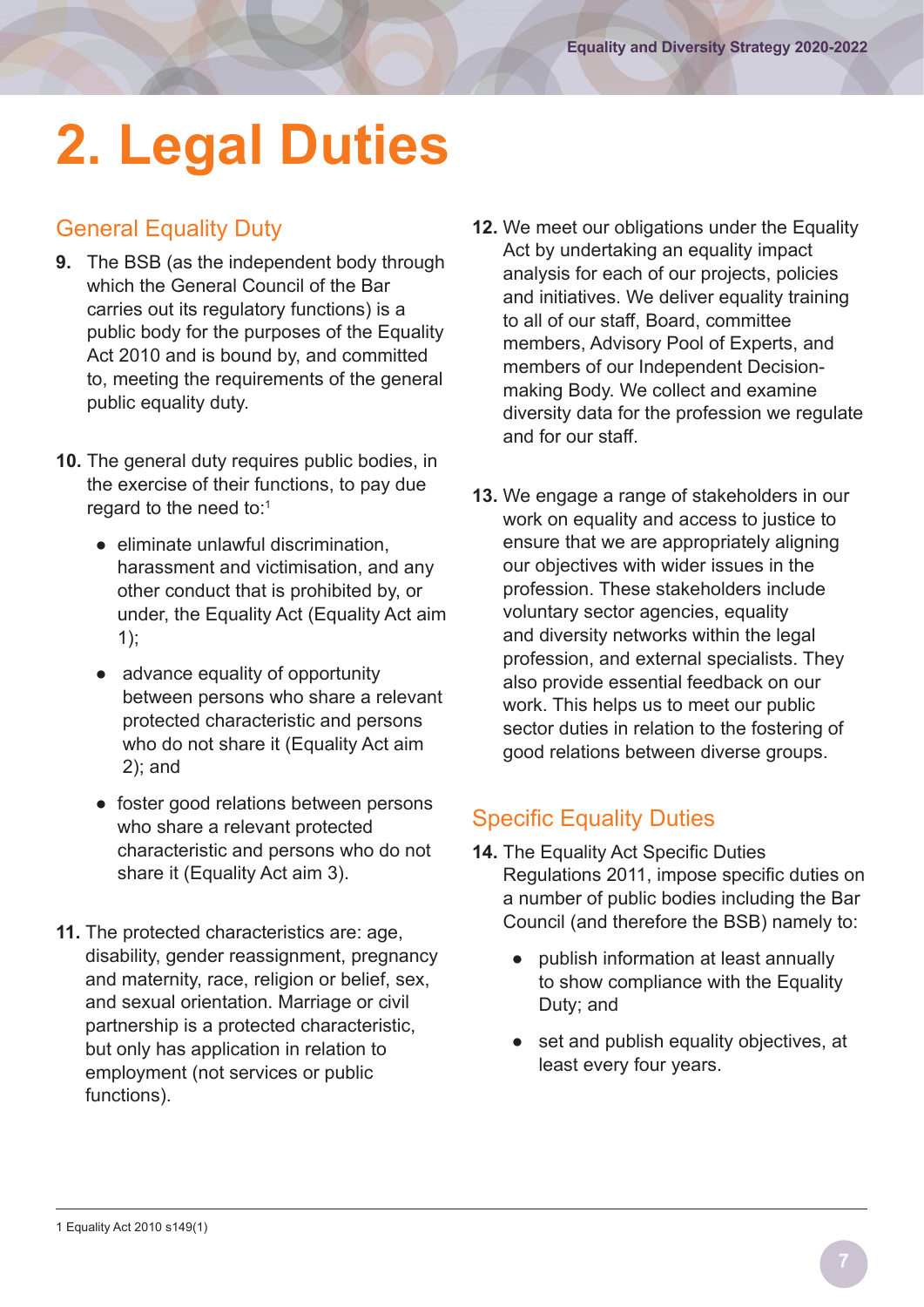# 2. Legal Duties

## General Equality Duty

**9.** The BSB (as the independent body through which the General Council of the Bar carries out its regulatory functions) is a public body for the purposes of the Equality Act 2010 and is bound by, and committed to, meeting the requirements of the general public equality duty.

**10.** The general duty requires public bodies, in the exercise of their functions, to pay due regard to the need to:[1]

- eliminate unlawful discrimination, harassment and victimisation, and any other conduct that is prohibited by, or under, the Equality Act (Equality Act aim 1);
- advance equality of opportunity between persons who share a relevant protected characteristic and persons who do not share it (Equality Act aim 2); and
- foster good relations between persons who share a relevant protected characteristic and persons who do not share it (Equality Act aim 3).

**11.** The protected characteristics are: age, disability, gender reassignment, pregnancy and maternity, race, religion or belief, sex, and sexual orientation. Marriage or civil partnership is a protected characteristic, but only has application in relation to employment (not services or public functions).

**12.** We meet our obligations under the Equality Act by undertaking an equality impact analysis for each of our projects, policies and initiatives. We deliver equality training to all of our staff, Board, committee members, Advisory Pool of Experts, and members of our Independent Decision-making Body. We collect and examine diversity data for the profession we regulate and for our staff.

**13.** We engage a range of stakeholders in our work on equality and access to justice to ensure that we are appropriately aligning our objectives with wider issues in the profession. These stakeholders include voluntary sector agencies, equality and diversity networks within the legal profession, and external specialists. They also provide essential feedback on our work. This helps us to meet our public sector duties in relation to the fostering of good relations between diverse groups.

## Specific Equality Duties

**14.** The Equality Act Specific Duties Regulations 2011, impose specific duties on a number of public bodies including the Bar Council (and therefore the BSB) namely to:

- publish information at least annually to show compliance with the Equality Duty; and
- set and publish equality objectives, at least every four years.

---

1 Equality Act 2010 s149(1)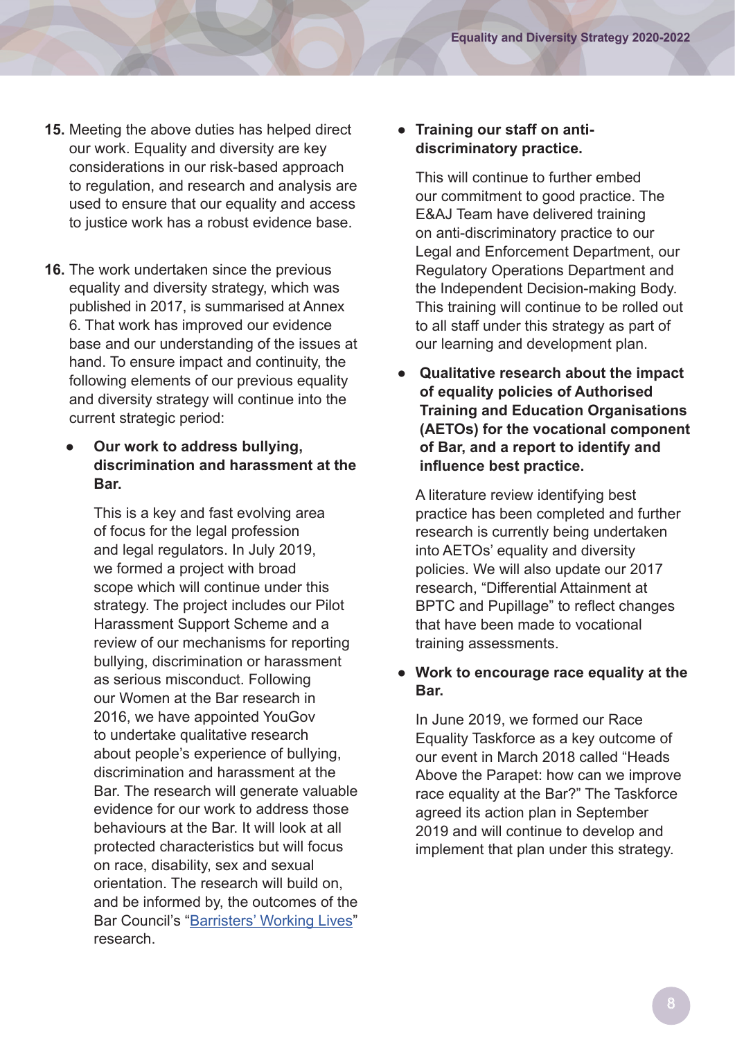15. Meeting the above duties has helped direct our work. Equality and diversity are key considerations in our risk-based approach to regulation, and research and analysis are used to ensure that our equality and access to justice work has a robust evidence base.

16. The work undertaken since the previous equality and diversity strategy, which was published in 2017, is summarised at Annex 6. That work has improved our evidence base and our understanding of the issues at hand. To ensure impact and continuity, the following elements of our previous equality and diversity strategy will continue into the current strategic period:

- **Our work to address bullying, discrimination and harassment at the Bar.**

  This is a key and fast evolving area of focus for the legal profession and legal regulators. In July 2019, we formed a project with broad scope which will continue under this strategy. The project includes our Pilot Harassment Support Scheme and a review of our mechanisms for reporting bullying, discrimination or harassment as serious misconduct. Following our Women at the Bar research in 2016, we have appointed YouGov to undertake qualitative research about people's experience of bullying, discrimination and harassment at the Bar. The research will generate valuable evidence for our work to address those behaviours at the Bar. It will look at all protected characteristics but will focus on race, disability, sex and sexual orientation. The research will build on, and be informed by, the outcomes of the Bar Council's "Barristers' Working Lives" research.

- **Training our staff on anti-discriminatory practice.**

  This will continue to further embed our commitment to good practice. The E&AJ Team have delivered training on anti-discriminatory practice to our Legal and Enforcement Department, our Regulatory Operations Department and the Independent Decision-making Body. This training will continue to be rolled out to all staff under this strategy as part of our learning and development plan.

- **Qualitative research about the impact of equality policies of Authorised Training and Education Organisations (AETOs) for the vocational component of Bar, and a report to identify and influence best practice.**

  A literature review identifying best practice has been completed and further research is currently being undertaken into AETOs' equality and diversity policies. We will also update our 2017 research, "Differential Attainment at BPTC and Pupillage" to reflect changes that have been made to vocational training assessments.

- **Work to encourage race equality at the Bar.**

  In June 2019, we formed our Race Equality Taskforce as a key outcome of our event in March 2018 called "Heads Above the Parapet: how can we improve race equality at the Bar?" The Taskforce agreed its action plan in September 2019 and will continue to develop and implement that plan under this strategy.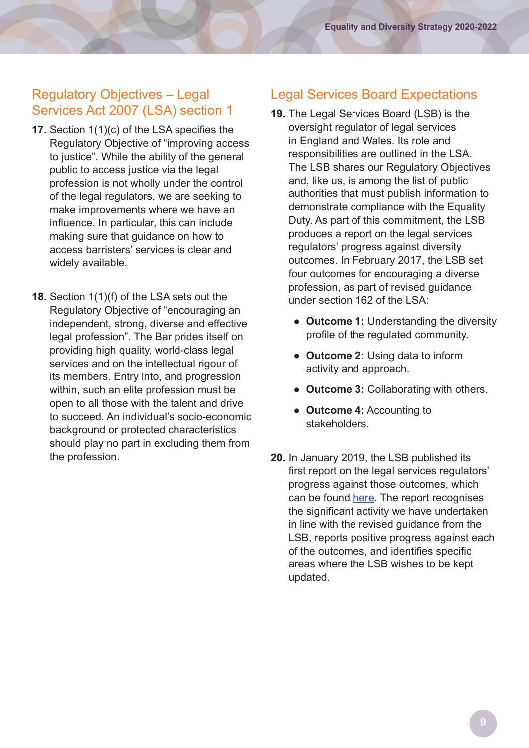## Regulatory Objectives – Legal Services Act 2007 (LSA) section 1

**17.** Section 1(1)(c) of the LSA specifies the Regulatory Objective of "improving access to justice". While the ability of the general public to access justice via the legal profession is not wholly under the control of the legal regulators, we are seeking to make improvements where we have an influence. In particular, this can include making sure that guidance on how to access barristers' services is clear and widely available.

**18.** Section 1(1)(f) of the LSA sets out the Regulatory Objective of "encouraging an independent, strong, diverse and effective legal profession". The Bar prides itself on providing high quality, world-class legal services and on the intellectual rigour of its members. Entry into, and progression within, such an elite profession must be open to all those with the talent and drive to succeed. An individual's socio-economic background or protected characteristics should play no part in excluding them from the profession.

## Legal Services Board Expectations

**19.** The Legal Services Board (LSB) is the oversight regulator of legal services in England and Wales. Its role and responsibilities are outlined in the LSA. The LSB shares our Regulatory Objectives and, like us, is among the list of public authorities that must publish information to demonstrate compliance with the Equality Duty. As part of this commitment, the LSB produces a report on the legal services regulators' progress against diversity outcomes. In February 2017, the LSB set four outcomes for encouraging a diverse profession, as part of revised guidance under section 162 of the LSA:

- **Outcome 1:** Understanding the diversity profile of the regulated community.
- **Outcome 2:** Using data to inform activity and approach.
- **Outcome 3:** Collaborating with others.
- **Outcome 4:** Accounting to stakeholders.

**20.** In January 2019, the LSB published its first report on the legal services regulators' progress against those outcomes, which can be found here. The report recognises the significant activity we have undertaken in line with the revised guidance from the LSB, reports positive progress against each of the outcomes, and identifies specific areas where the LSB wishes to be kept updated.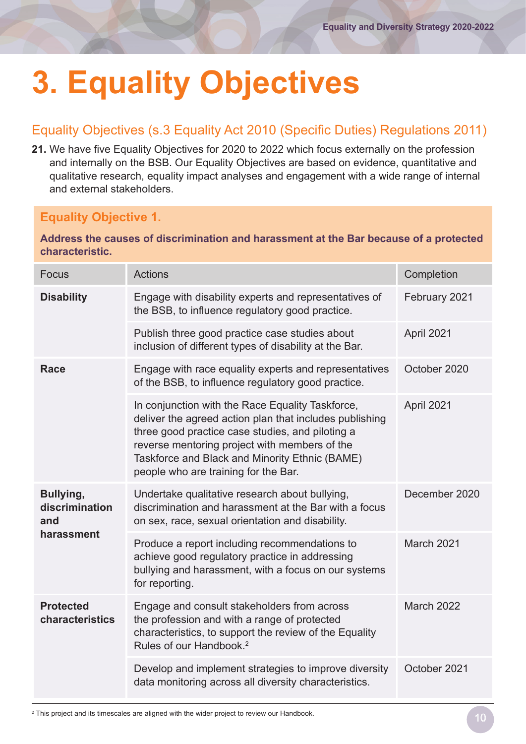# 3. Equality Objectives

## Equality Objectives (s.3 Equality Act 2010 (Specific Duties) Regulations 2011)

**21.** We have five Equality Objectives for 2020 to 2022 which focus externally on the profession and internally on the BSB. Our Equality Objectives are based on evidence, quantitative and qualitative research, equality impact analyses and engagement with a wide range of internal and external stakeholders.

### Equality Objective 1.

**Address the causes of discrimination and harassment at the Bar because of a protected characteristic.**

| Focus | Actions | Completion |
|---|---|---|
| **Disability** | Engage with disability experts and representatives of the BSB, to influence regulatory good practice. | February 2021 |
| | Publish three good practice case studies about inclusion of different types of disability at the Bar. | April 2021 |
| **Race** | Engage with race equality experts and representatives of the BSB, to influence regulatory good practice. | October 2020 |
| | In conjunction with the Race Equality Taskforce, deliver the agreed action plan that includes publishing three good practice case studies, and piloting a reverse mentoring project with members of the Taskforce and Black and Minority Ethnic (BAME) people who are training for the Bar. | April 2021 |
| **Bullying, discrimination and harassment** | Undertake qualitative research about bullying, discrimination and harassment at the Bar with a focus on sex, race, sexual orientation and disability. | December 2020 |
| | Produce a report including recommendations to achieve good regulatory practice in addressing bullying and harassment, with a focus on our systems for reporting. | March 2021 |
| **Protected characteristics** | Engage and consult stakeholders from across the profession and with a range of protected characteristics, to support the review of the Equality Rules of our Handbook.[2] | March 2022 |
| | Develop and implement strategies to improve diversity data monitoring across all diversity characteristics. | October 2021 |

[2] This project and its timescales are aligned with the wider project to review our Handbook.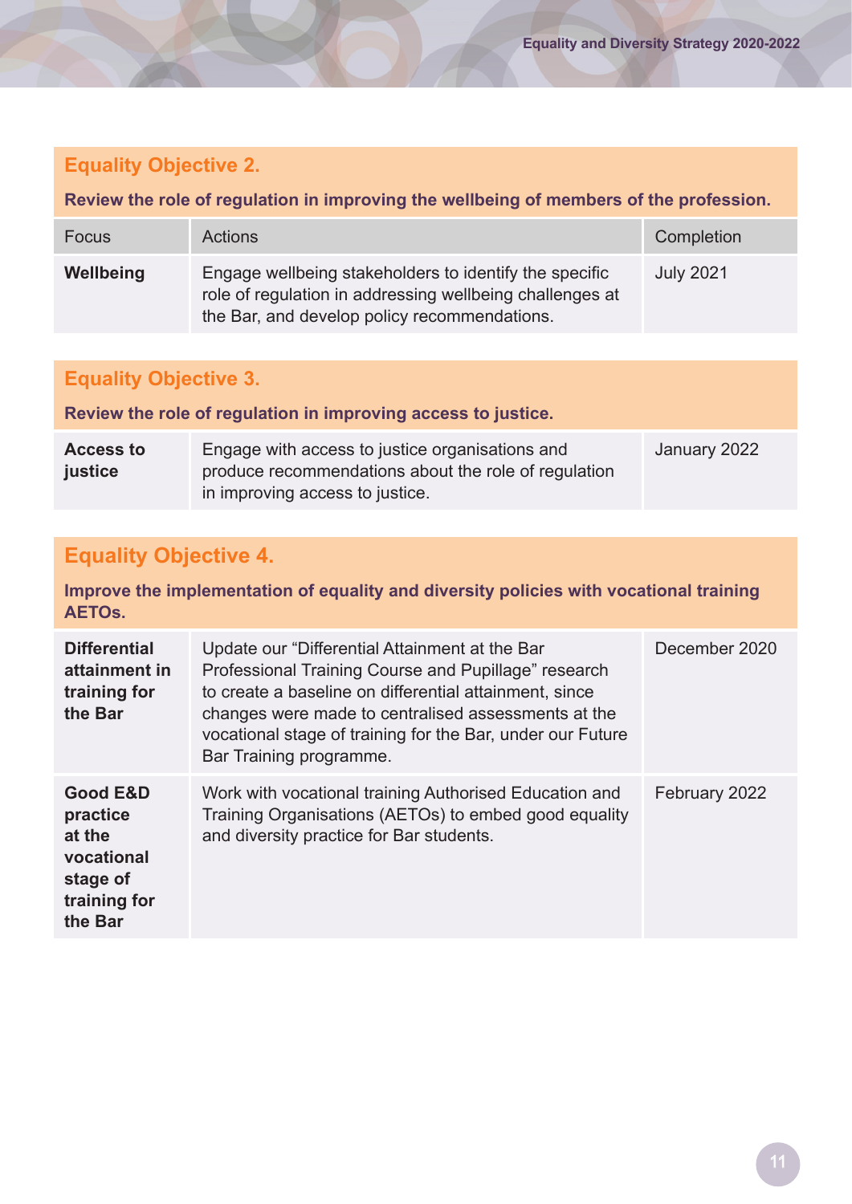## Equality Objective 2.

**Review the role of regulation in improving the wellbeing of members of the profession.**

| Focus | Actions | Completion |
|---|---|---|
| **Wellbeing** | Engage wellbeing stakeholders to identify the specific role of regulation in addressing wellbeing challenges at the Bar, and develop policy recommendations. | July 2021 |

## Equality Objective 3.

**Review the role of regulation in improving access to justice.**

| Focus | Actions | Completion |
|---|---|---|
| **Access to justice** | Engage with access to justice organisations and produce recommendations about the role of regulation in improving access to justice. | January 2022 |

## Equality Objective 4.

**Improve the implementation of equality and diversity policies with vocational training AETOs.**

| Focus | Actions | Completion |
|---|---|---|
| **Differential attainment in training for the Bar** | Update our "Differential Attainment at the Bar Professional Training Course and Pupillage" research to create a baseline on differential attainment, since changes were made to centralised assessments at the vocational stage of training for the Bar, under our Future Bar Training programme. | December 2020 |
| **Good E&D practice at the vocational stage of training for the Bar** | Work with vocational training Authorised Education and Training Organisations (AETOs) to embed good equality and diversity practice for Bar students. | February 2022 |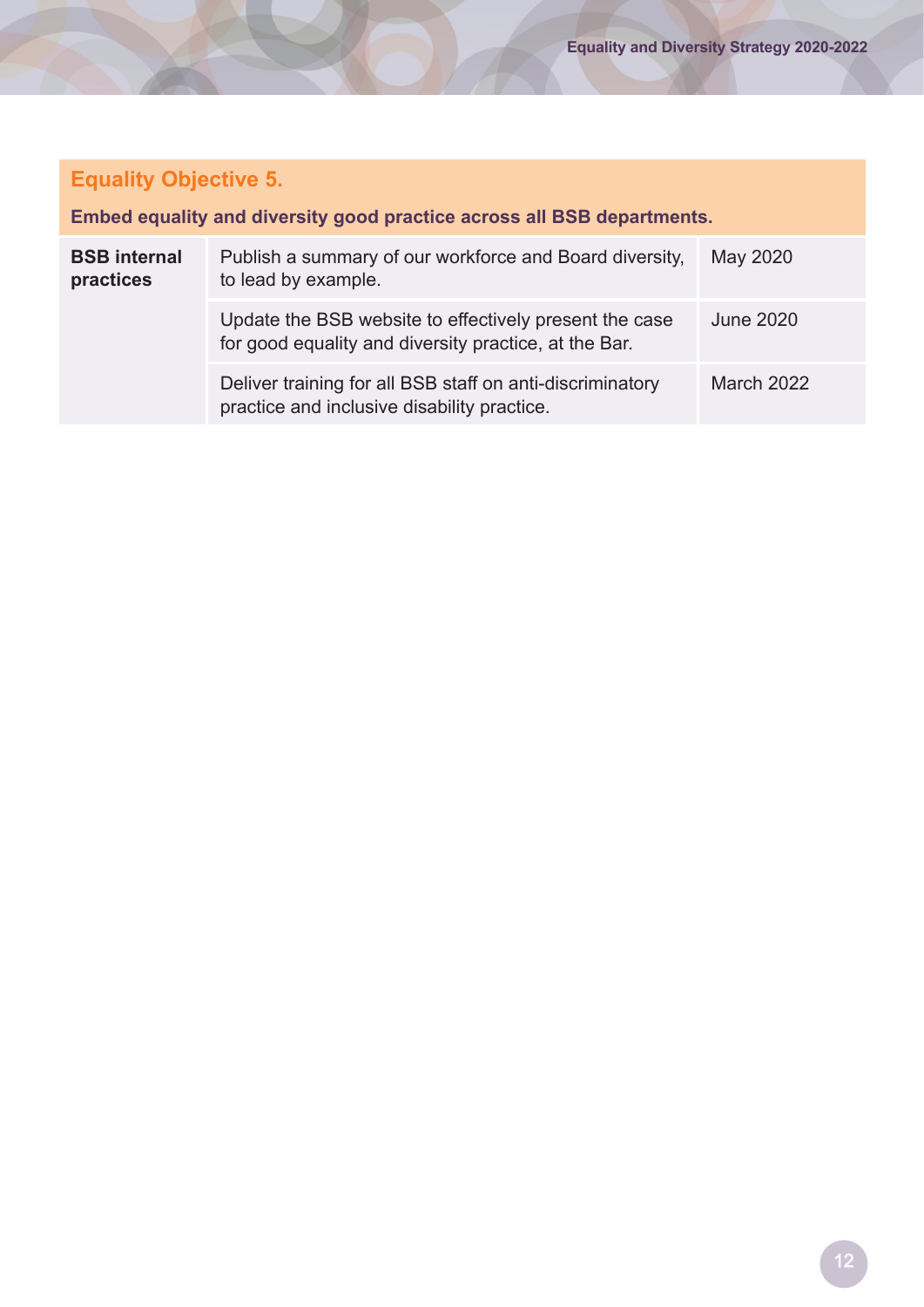## Equality Objective 5.

**Embed equality and diversity good practice across all BSB departments.**

| | | |
|---|---|---|
| **BSB internal practices** | Publish a summary of our workforce and Board diversity, to lead by example. | May 2020 |
| | Update the BSB website to effectively present the case for good equality and diversity practice, at the Bar. | June 2020 |
| | Deliver training for all BSB staff on anti-discriminatory practice and inclusive disability practice. | March 2022 |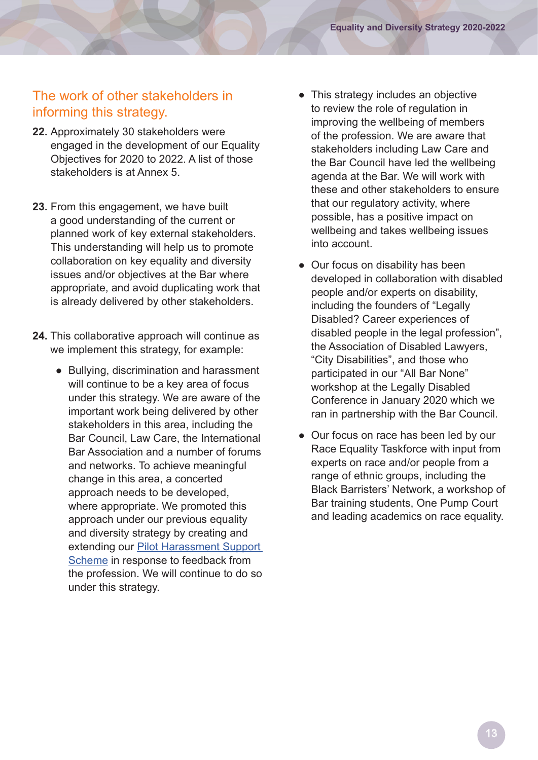## The work of other stakeholders in informing this strategy.

**22.** Approximately 30 stakeholders were engaged in the development of our Equality Objectives for 2020 to 2022. A list of those stakeholders is at Annex 5.

**23.** From this engagement, we have built a good understanding of the current or planned work of key external stakeholders. This understanding will help us to promote collaboration on key equality and diversity issues and/or objectives at the Bar where appropriate, and avoid duplicating work that is already delivered by other stakeholders.

**24.** This collaborative approach will continue as we implement this strategy, for example:

- Bullying, discrimination and harassment will continue to be a key area of focus under this strategy. We are aware of the important work being delivered by other stakeholders in this area, including the Bar Council, Law Care, the International Bar Association and a number of forums and networks. To achieve meaningful change in this area, a concerted approach needs to be developed, where appropriate. We promoted this approach under our previous equality and diversity strategy by creating and extending our Pilot Harassment Support Scheme in response to feedback from the profession. We will continue to do so under this strategy.
- This strategy includes an objective to review the role of regulation in improving the wellbeing of members of the profession. We are aware that stakeholders including Law Care and the Bar Council have led the wellbeing agenda at the Bar. We will work with these and other stakeholders to ensure that our regulatory activity, where possible, has a positive impact on wellbeing and takes wellbeing issues into account.
- Our focus on disability has been developed in collaboration with disabled people and/or experts on disability, including the founders of "Legally Disabled? Career experiences of disabled people in the legal profession", the Association of Disabled Lawyers, "City Disabilities", and those who participated in our "All Bar None" workshop at the Legally Disabled Conference in January 2020 which we ran in partnership with the Bar Council.
- Our focus on race has been led by our Race Equality Taskforce with input from experts on race and/or people from a range of ethnic groups, including the Black Barristers' Network, a workshop of Bar training students, One Pump Court and leading academics on race equality.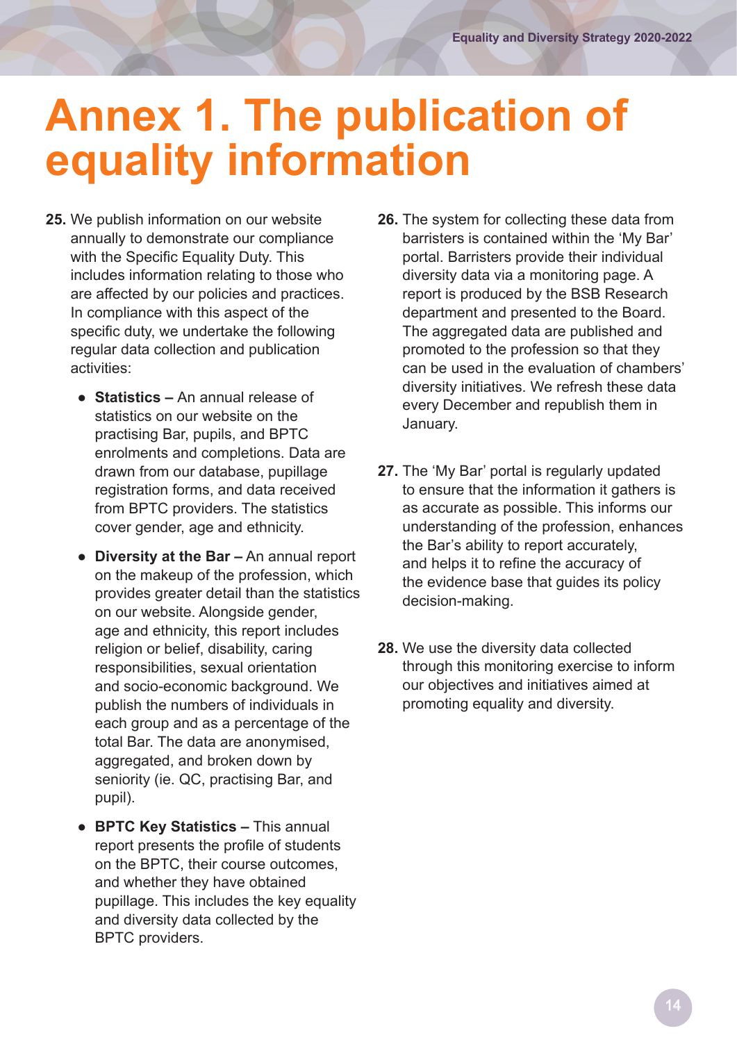# Annex 1. The publication of equality information

**25.** We publish information on our website annually to demonstrate our compliance with the Specific Equality Duty. This includes information relating to those who are affected by our policies and practices. In compliance with this aspect of the specific duty, we undertake the following regular data collection and publication activities:

- **Statistics –** An annual release of statistics on our website on the practising Bar, pupils, and BPTC enrolments and completions. Data are drawn from our database, pupillage registration forms, and data received from BPTC providers. The statistics cover gender, age and ethnicity.
- **Diversity at the Bar –** An annual report on the makeup of the profession, which provides greater detail than the statistics on our website. Alongside gender, age and ethnicity, this report includes religion or belief, disability, caring responsibilities, sexual orientation and socio-economic background. We publish the numbers of individuals in each group and as a percentage of the total Bar. The data are anonymised, aggregated, and broken down by seniority (ie. QC, practising Bar, and pupil).
- **BPTC Key Statistics –** This annual report presents the profile of students on the BPTC, their course outcomes, and whether they have obtained pupillage. This includes the key equality and diversity data collected by the BPTC providers.

**26.** The system for collecting these data from barristers is contained within the 'My Bar' portal. Barristers provide their individual diversity data via a monitoring page. A report is produced by the BSB Research department and presented to the Board. The aggregated data are published and promoted to the profession so that they can be used in the evaluation of chambers' diversity initiatives. We refresh these data every December and republish them in January.

**27.** The 'My Bar' portal is regularly updated to ensure that the information it gathers is as accurate as possible. This informs our understanding of the profession, enhances the Bar's ability to report accurately, and helps it to refine the accuracy of the evidence base that guides its policy decision-making.

**28.** We use the diversity data collected through this monitoring exercise to inform our objectives and initiatives aimed at promoting equality and diversity.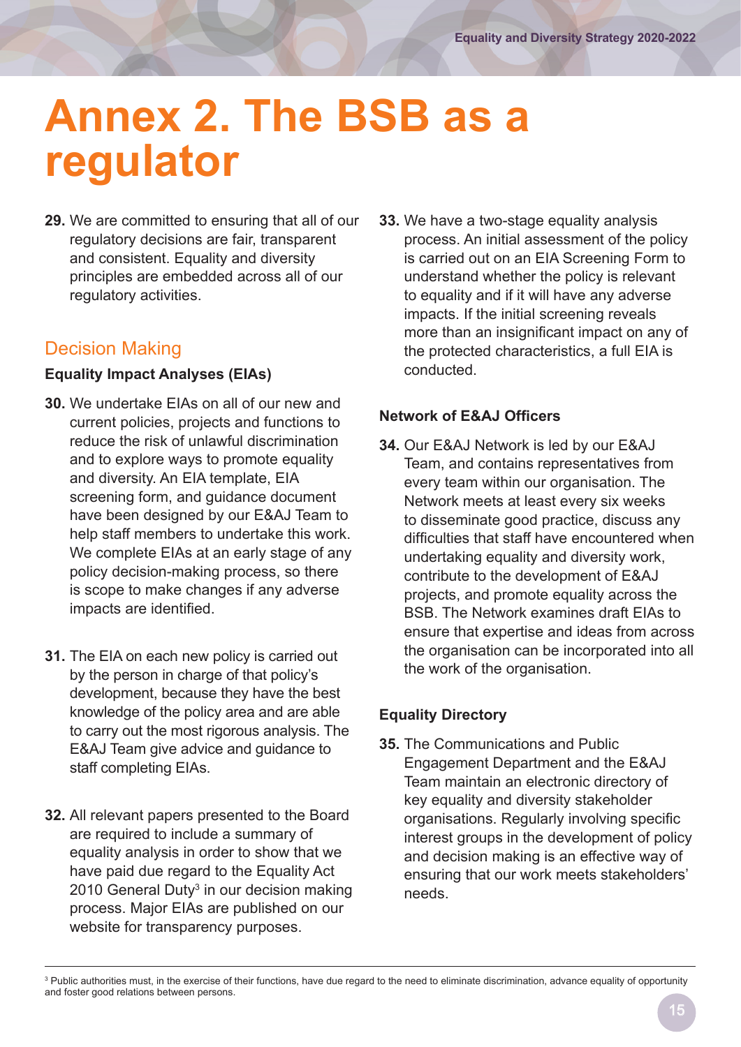# Annex 2. The BSB as a regulator

**29.** We are committed to ensuring that all of our regulatory decisions are fair, transparent and consistent. Equality and diversity principles are embedded across all of our regulatory activities.

## Decision Making

### Equality Impact Analyses (EIAs)

**30.** We undertake EIAs on all of our new and current policies, projects and functions to reduce the risk of unlawful discrimination and to explore ways to promote equality and diversity. An EIA template, EIA screening form, and guidance document have been designed by our E&AJ Team to help staff members to undertake this work. We complete EIAs at an early stage of any policy decision-making process, so there is scope to make changes if any adverse impacts are identified.

**31.** The EIA on each new policy is carried out by the person in charge of that policy's development, because they have the best knowledge of the policy area and are able to carry out the most rigorous analysis. The E&AJ Team give advice and guidance to staff completing EIAs.

**32.** All relevant papers presented to the Board are required to include a summary of equality analysis in order to show that we have paid due regard to the Equality Act 2010 General Duty[3] in our decision making process. Major EIAs are published on our website for transparency purposes.

**33.** We have a two-stage equality analysis process. An initial assessment of the policy is carried out on an EIA Screening Form to understand whether the policy is relevant to equality and if it will have any adverse impacts. If the initial screening reveals more than an insignificant impact on any of the protected characteristics, a full EIA is conducted.

### Network of E&AJ Officers

**34.** Our E&AJ Network is led by our E&AJ Team, and contains representatives from every team within our organisation. The Network meets at least every six weeks to disseminate good practice, discuss any difficulties that staff have encountered when undertaking equality and diversity work, contribute to the development of E&AJ projects, and promote equality across the BSB. The Network examines draft EIAs to ensure that expertise and ideas from across the organisation can be incorporated into all the work of the organisation.

### Equality Directory

**35.** The Communications and Public Engagement Department and the E&AJ Team maintain an electronic directory of key equality and diversity stakeholder organisations. Regularly involving specific interest groups in the development of policy and decision making is an effective way of ensuring that our work meets stakeholders' needs.

---

[3] Public authorities must, in the exercise of their functions, have due regard to the need to eliminate discrimination, advance equality of opportunity and foster good relations between persons.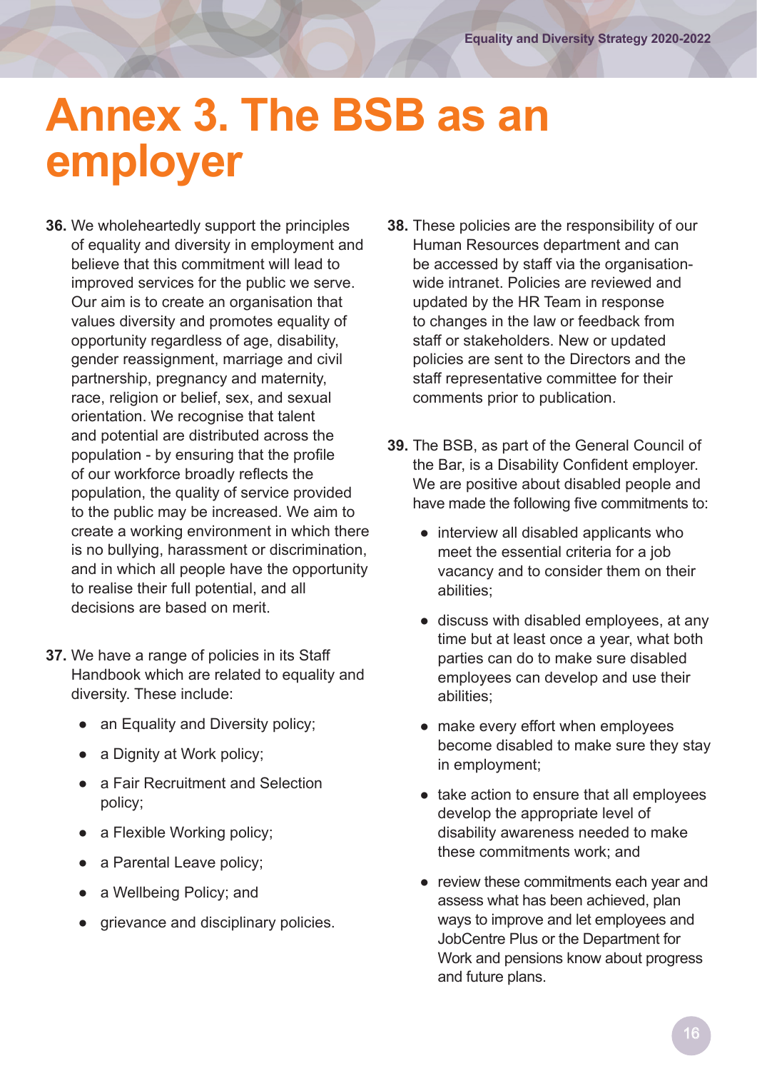# Annex 3. The BSB as an employer

**36.** We wholeheartedly support the principles of equality and diversity in employment and believe that this commitment will lead to improved services for the public we serve. Our aim is to create an organisation that values diversity and promotes equality of opportunity regardless of age, disability, gender reassignment, marriage and civil partnership, pregnancy and maternity, race, religion or belief, sex, and sexual orientation. We recognise that talent and potential are distributed across the population - by ensuring that the profile of our workforce broadly reflects the population, the quality of service provided to the public may be increased. We aim to create a working environment in which there is no bullying, harassment or discrimination, and in which all people have the opportunity to realise their full potential, and all decisions are based on merit.

**37.** We have a range of policies in its Staff Handbook which are related to equality and diversity. These include:

- an Equality and Diversity policy;
- a Dignity at Work policy;
- a Fair Recruitment and Selection policy;
- a Flexible Working policy;
- a Parental Leave policy;
- a Wellbeing Policy; and
- grievance and disciplinary policies.

**38.** These policies are the responsibility of our Human Resources department and can be accessed by staff via the organisation-wide intranet. Policies are reviewed and updated by the HR Team in response to changes in the law or feedback from staff or stakeholders. New or updated policies are sent to the Directors and the staff representative committee for their comments prior to publication.

**39.** The BSB, as part of the General Council of the Bar, is a Disability Confident employer. We are positive about disabled people and have made the following five commitments to:

- interview all disabled applicants who meet the essential criteria for a job vacancy and to consider them on their abilities;
- discuss with disabled employees, at any time but at least once a year, what both parties can do to make sure disabled employees can develop and use their abilities;
- make every effort when employees become disabled to make sure they stay in employment;
- take action to ensure that all employees develop the appropriate level of disability awareness needed to make these commitments work; and
- review these commitments each year and assess what has been achieved, plan ways to improve and let employees and JobCentre Plus or the Department for Work and pensions know about progress and future plans.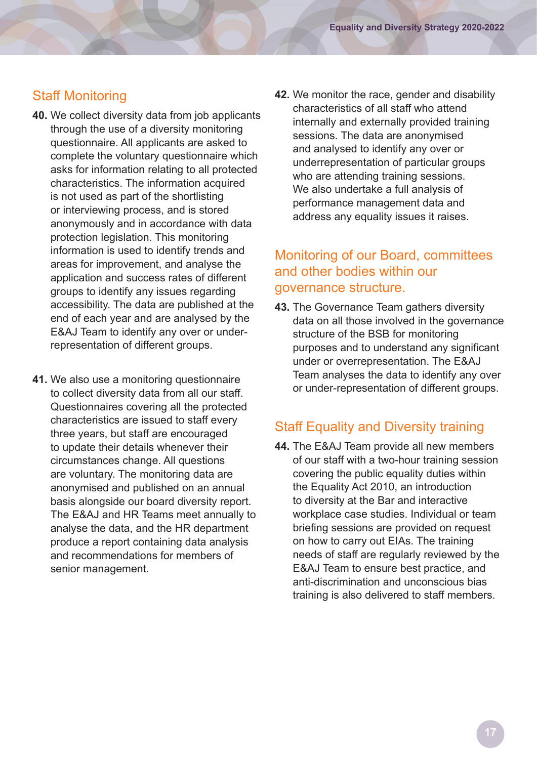## Staff Monitoring

**40.** We collect diversity data from job applicants through the use of a diversity monitoring questionnaire. All applicants are asked to complete the voluntary questionnaire which asks for information relating to all protected characteristics. The information acquired is not used as part of the shortlisting or interviewing process, and is stored anonymously and in accordance with data protection legislation. This monitoring information is used to identify trends and areas for improvement, and analyse the application and success rates of different groups to identify any issues regarding accessibility. The data are published at the end of each year and are analysed by the E&AJ Team to identify any over or under-representation of different groups.

**41.** We also use a monitoring questionnaire to collect diversity data from all our staff. Questionnaires covering all the protected characteristics are issued to staff every three years, but staff are encouraged to update their details whenever their circumstances change. All questions are voluntary. The monitoring data are anonymised and published on an annual basis alongside our board diversity report. The E&AJ and HR Teams meet annually to analyse the data, and the HR department produce a report containing data analysis and recommendations for members of senior management.

**42.** We monitor the race, gender and disability characteristics of all staff who attend internally and externally provided training sessions. The data are anonymised and analysed to identify any over or underrepresentation of particular groups who are attending training sessions. We also undertake a full analysis of performance management data and address any equality issues it raises.

## Monitoring of our Board, committees and other bodies within our governance structure.

**43.** The Governance Team gathers diversity data on all those involved in the governance structure of the BSB for monitoring purposes and to understand any significant under or overrepresentation. The E&AJ Team analyses the data to identify any over or under-representation of different groups.

## Staff Equality and Diversity training

**44.** The E&AJ Team provide all new members of our staff with a two-hour training session covering the public equality duties within the Equality Act 2010, an introduction to diversity at the Bar and interactive workplace case studies. Individual or team briefing sessions are provided on request on how to carry out EIAs. The training needs of staff are regularly reviewed by the E&AJ Team to ensure best practice, and anti-discrimination and unconscious bias training is also delivered to staff members.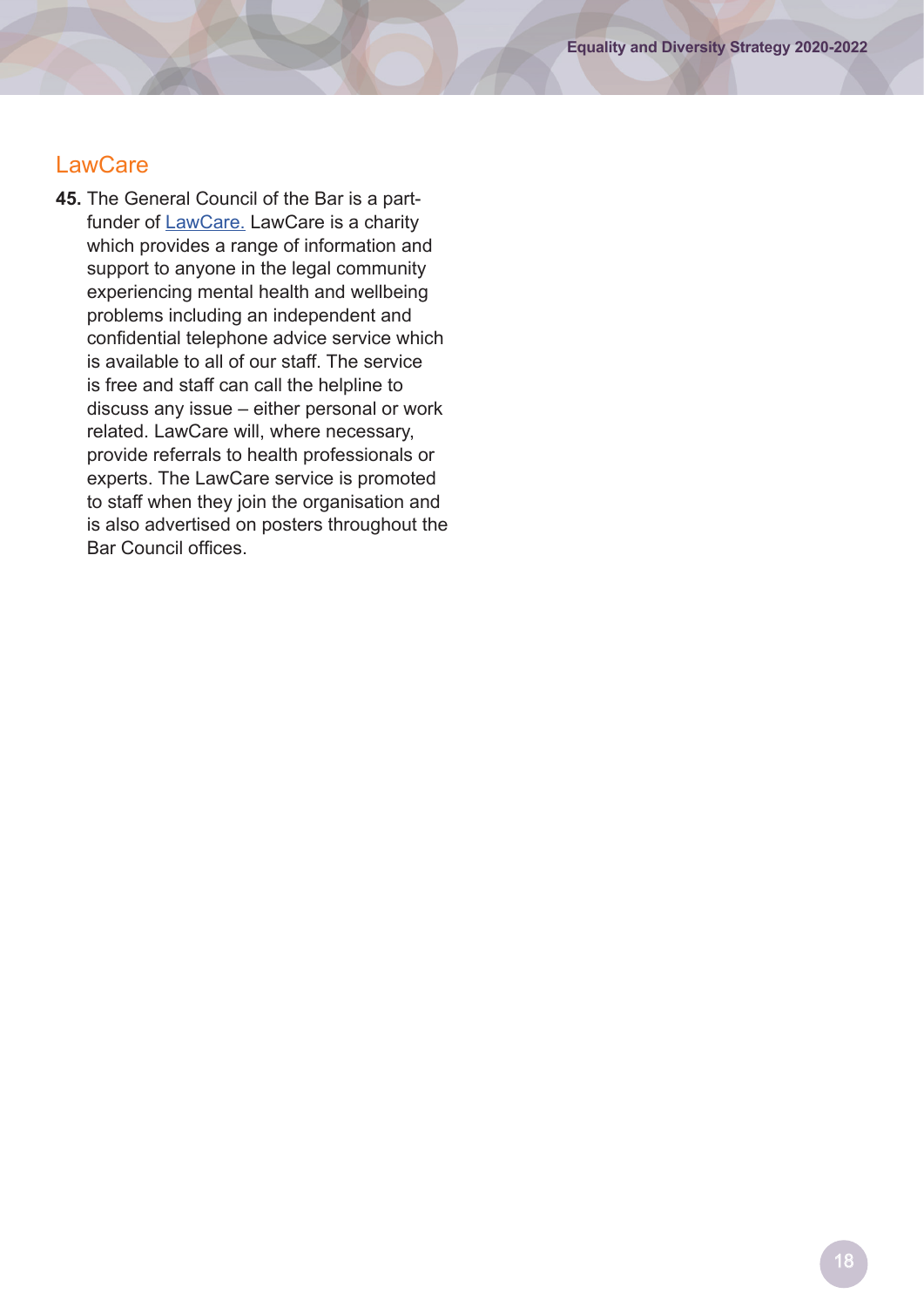## LawCare

**45.** The General Council of the Bar is a part-funder of LawCare. LawCare is a charity which provides a range of information and support to anyone in the legal community experiencing mental health and wellbeing problems including an independent and confidential telephone advice service which is available to all of our staff. The service is free and staff can call the helpline to discuss any issue – either personal or work related. LawCare will, where necessary, provide referrals to health professionals or experts. The LawCare service is promoted to staff when they join the organisation and is also advertised on posters throughout the Bar Council offices.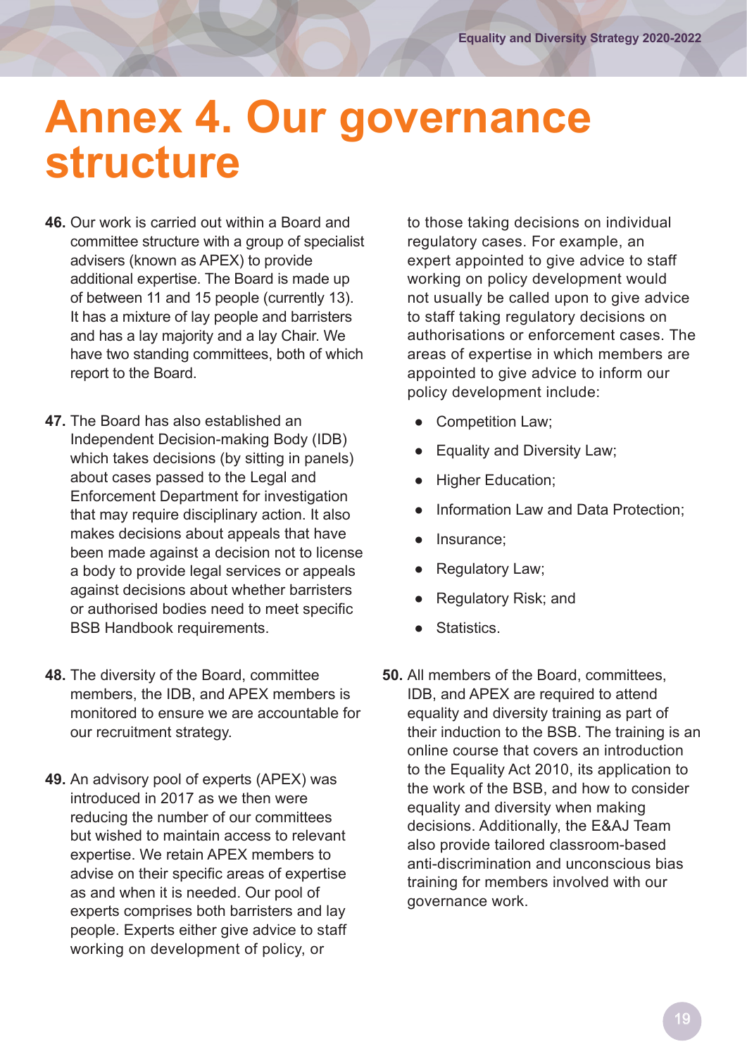# Annex 4. Our governance structure

**46.** Our work is carried out within a Board and committee structure with a group of specialist advisers (known as APEX) to provide additional expertise. The Board is made up of between 11 and 15 people (currently 13). It has a mixture of lay people and barristers and has a lay majority and a lay Chair. We have two standing committees, both of which report to the Board.

**47.** The Board has also established an Independent Decision-making Body (IDB) which takes decisions (by sitting in panels) about cases passed to the Legal and Enforcement Department for investigation that may require disciplinary action. It also makes decisions about appeals that have been made against a decision not to license a body to provide legal services or appeals against decisions about whether barristers or authorised bodies need to meet specific BSB Handbook requirements.

**48.** The diversity of the Board, committee members, the IDB, and APEX members is monitored to ensure we are accountable for our recruitment strategy.

**49.** An advisory pool of experts (APEX) was introduced in 2017 as we then were reducing the number of our committees but wished to maintain access to relevant expertise. We retain APEX members to advise on their specific areas of expertise as and when it is needed. Our pool of experts comprises both barristers and lay people. Experts either give advice to staff working on development of policy, or to those taking decisions on individual regulatory cases. For example, an expert appointed to give advice to staff working on policy development would not usually be called upon to give advice to staff taking regulatory decisions on authorisations or enforcement cases. The areas of expertise in which members are appointed to give advice to inform our policy development include:

- Competition Law;
- Equality and Diversity Law;
- Higher Education;
- Information Law and Data Protection;
- Insurance;
- Regulatory Law;
- Regulatory Risk; and
- Statistics.

**50.** All members of the Board, committees, IDB, and APEX are required to attend equality and diversity training as part of their induction to the BSB. The training is an online course that covers an introduction to the Equality Act 2010, its application to the work of the BSB, and how to consider equality and diversity when making decisions. Additionally, the E&AJ Team also provide tailored classroom-based anti-discrimination and unconscious bias training for members involved with our governance work.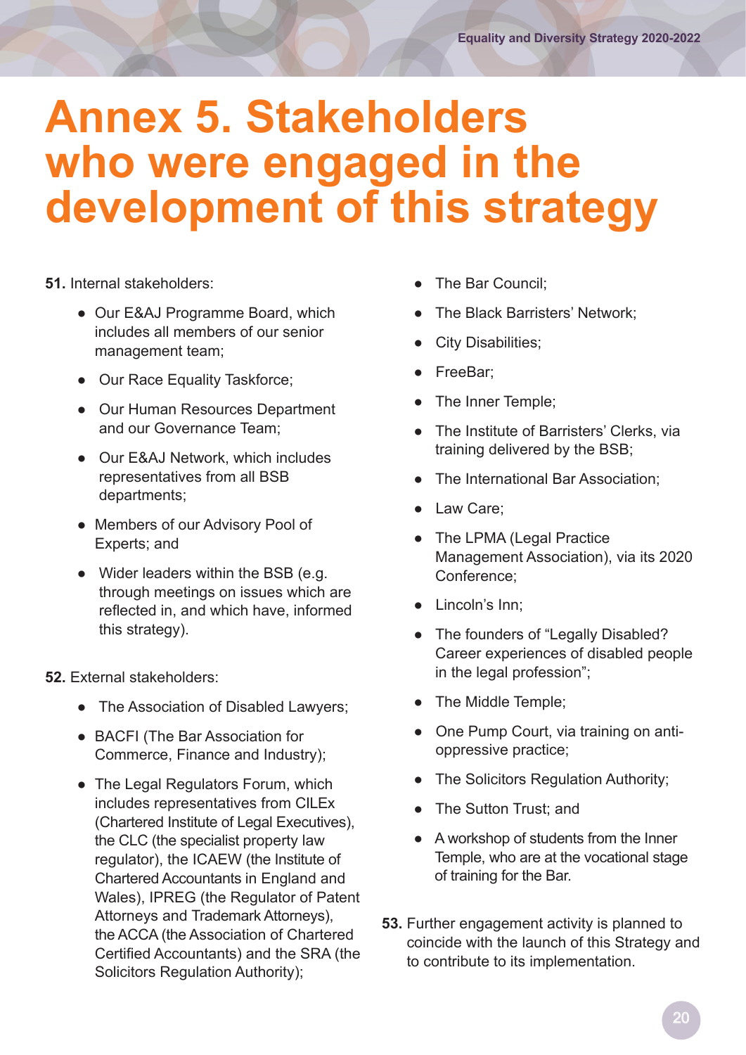# Annex 5. Stakeholders who were engaged in the development of this strategy

**51.** Internal stakeholders:

- Our E&AJ Programme Board, which includes all members of our senior management team;
- Our Race Equality Taskforce;
- Our Human Resources Department and our Governance Team;
- Our E&AJ Network, which includes representatives from all BSB departments;
- Members of our Advisory Pool of Experts; and
- Wider leaders within the BSB (e.g. through meetings on issues which are reflected in, and which have, informed this strategy).

**52.** External stakeholders:

- The Association of Disabled Lawyers;
- BACFI (The Bar Association for Commerce, Finance and Industry);
- The Legal Regulators Forum, which includes representatives from CILEx (Chartered Institute of Legal Executives), the CLC (the specialist property law regulator), the ICAEW (the Institute of Chartered Accountants in England and Wales), IPREG (the Regulator of Patent Attorneys and Trademark Attorneys), the ACCA (the Association of Chartered Certified Accountants) and the SRA (the Solicitors Regulation Authority);
- The Bar Council;
- The Black Barristers' Network;
- City Disabilities;
- FreeBar;
- The Inner Temple;
- The Institute of Barristers' Clerks, via training delivered by the BSB;
- The International Bar Association;
- Law Care;
- The LPMA (Legal Practice Management Association), via its 2020 Conference;
- Lincoln's Inn;
- The founders of "Legally Disabled? Career experiences of disabled people in the legal profession";
- The Middle Temple;
- One Pump Court, via training on anti-oppressive practice;
- The Solicitors Regulation Authority;
- The Sutton Trust; and
- A workshop of students from the Inner Temple, who are at the vocational stage of training for the Bar.

**53.** Further engagement activity is planned to coincide with the launch of this Strategy and to contribute to its implementation.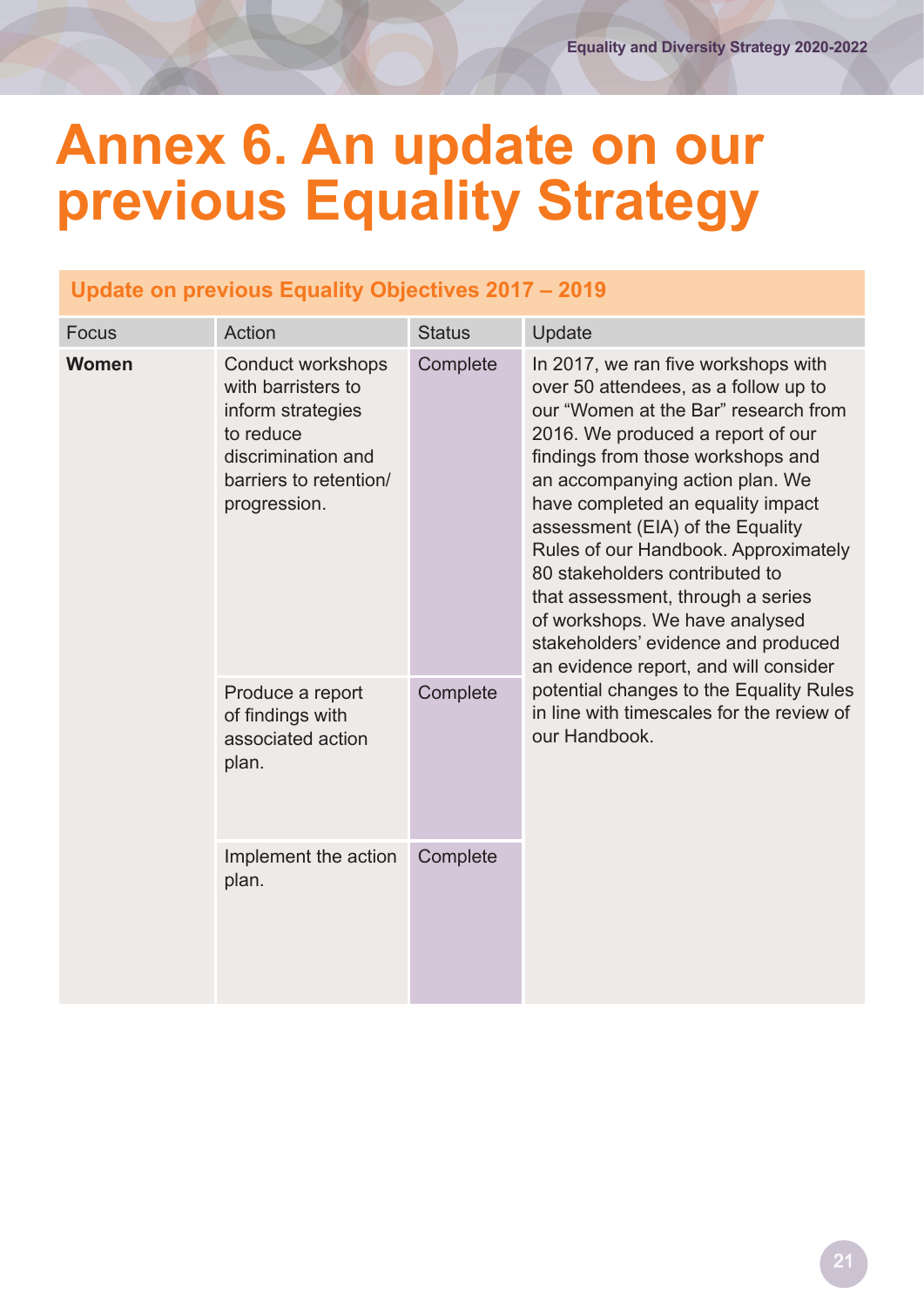# Annex 6. An update on our previous Equality Strategy

| Update on previous Equality Objectives 2017 – 2019 | | | |
|---|---|---|---|
| Focus | Action | Status | Update |
| **Women** | Conduct workshops with barristers to inform strategies to reduce discrimination and barriers to retention/ progression. | Complete | In 2017, we ran five workshops with over 50 attendees, as a follow up to our "Women at the Bar" research from 2016. We produced a report of our findings from those workshops and an accompanying action plan. We have completed an equality impact assessment (EIA) of the Equality Rules of our Handbook. Approximately 80 stakeholders contributed to that assessment, through a series of workshops. We have analysed stakeholders' evidence and produced an evidence report, and will consider potential changes to the Equality Rules in line with timescales for the review of our Handbook. |
| | Produce a report of findings with associated action plan. | Complete | |
| | Implement the action plan. | Complete | |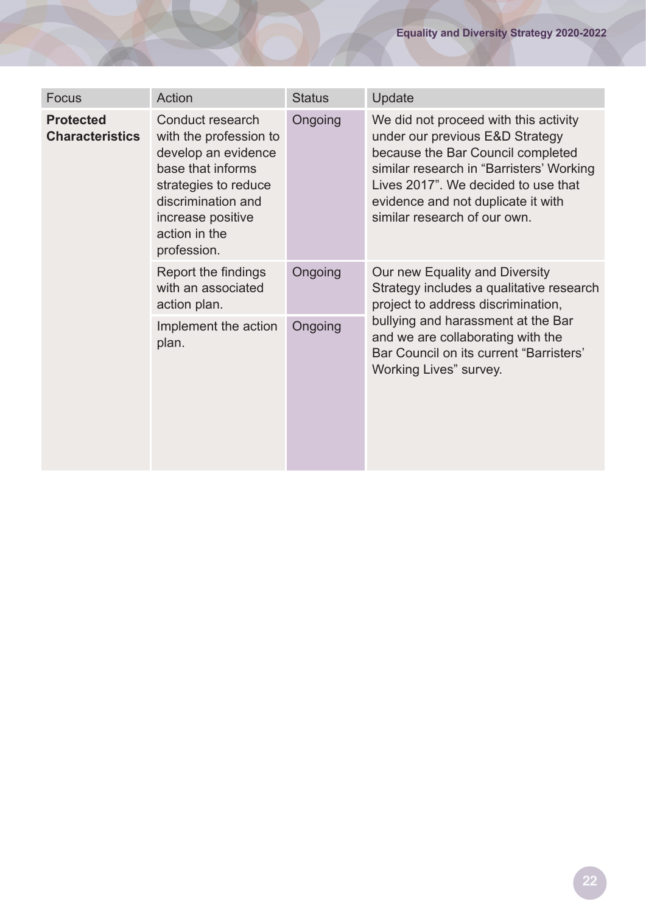| Focus | Action | Status | Update |
|---|---|---|---|
| **Protected Characteristics** | Conduct research with the profession to develop an evidence base that informs strategies to reduce discrimination and increase positive action in the profession. | Ongoing | We did not proceed with this activity under our previous E&D Strategy because the Bar Council completed similar research in "Barristers' Working Lives 2017". We decided to use that evidence and not duplicate it with similar research of our own. |
| | Report the findings with an associated action plan. | Ongoing | Our new Equality and Diversity Strategy includes a qualitative research project to address discrimination, bullying and harassment at the Bar and we are collaborating with the Bar Council on its current "Barristers' Working Lives" survey. |
| | Implement the action plan. | Ongoing | |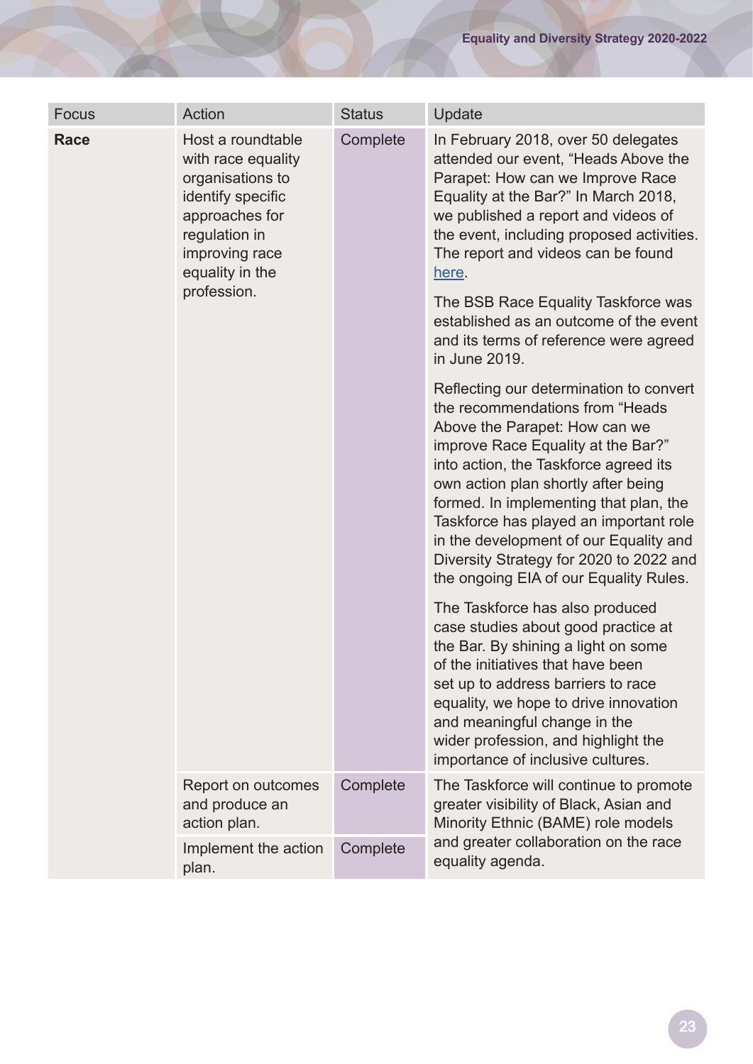| Focus | Action | Status | Update |
|---|---|---|---|
| **Race** | Host a roundtable with race equality organisations to identify specific approaches for regulation in improving race equality in the profession. | Complete | In February 2018, over 50 delegates attended our event, "Heads Above the Parapet: How can we Improve Race Equality at the Bar?" In March 2018, we published a report and videos of the event, including proposed activities. The report and videos can be found here.<br><br>The BSB Race Equality Taskforce was established as an outcome of the event and its terms of reference were agreed in June 2019.<br><br>Reflecting our determination to convert the recommendations from "Heads Above the Parapet: How can we improve Race Equality at the Bar?" into action, the Taskforce agreed its own action plan shortly after being formed. In implementing that plan, the Taskforce has played an important role in the development of our Equality and Diversity Strategy for 2020 to 2022 and the ongoing EIA of our Equality Rules.<br><br>The Taskforce has also produced case studies about good practice at the Bar. By shining a light on some of the initiatives that have been set up to address barriers to race equality, we hope to drive innovation and meaningful change in the wider profession, and highlight the importance of inclusive cultures. |
| | Report on outcomes and produce an action plan. | Complete | The Taskforce will continue to promote greater visibility of Black, Asian and Minority Ethnic (BAME) role models and greater collaboration on the race equality agenda. |
| | Implement the action plan. | Complete | |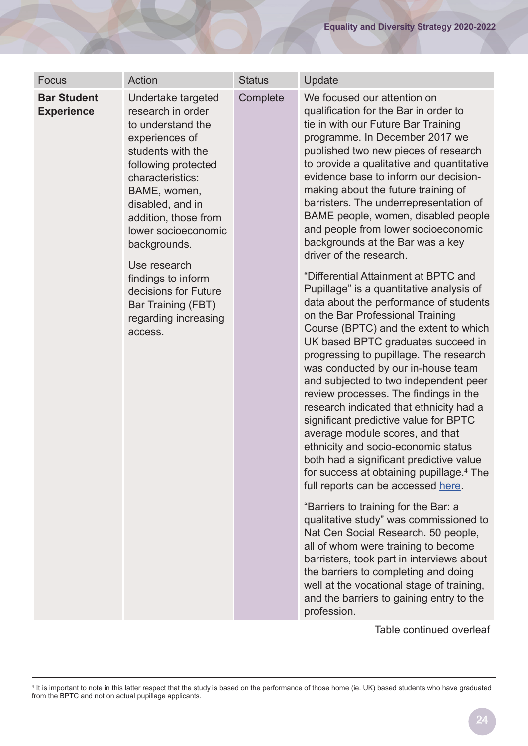| Focus | Action | Status | Update |
|---|---|---|---|
| **Bar Student Experience** | Undertake targeted research in order to understand the experiences of students with the following protected characteristics: BAME, women, disabled, and in addition, those from lower socioeconomic backgrounds.<br><br>Use research findings to inform decisions for Future Bar Training (FBT) regarding increasing access. | Complete | We focused our attention on qualification for the Bar in order to tie in with our Future Bar Training programme. In December 2017 we published two new pieces of research to provide a qualitative and quantitative evidence base to inform our decision-making about the future training of barristers. The underrepresentation of BAME people, women, disabled people and people from lower socioeconomic backgrounds at the Bar was a key driver of the research.<br><br>"Differential Attainment at BPTC and Pupillage" is a quantitative analysis of data about the performance of students on the Bar Professional Training Course (BPTC) and the extent to which UK based BPTC graduates succeed in progressing to pupillage. The research was conducted by our in-house team and subjected to two independent peer review processes. The findings in the research indicated that ethnicity had a significant predictive value for BPTC average module scores, and that ethnicity and socio-economic status both had a significant predictive value for success at obtaining pupillage.[4] The full reports can be accessed here.<br><br>"Barriers to training for the Bar: a qualitative study" was commissioned to Nat Cen Social Research. 50 people, all of whom were training to become barristers, took part in interviews about the barriers to completing and doing well at the vocational stage of training, and the barriers to gaining entry to the profession. |

Table continued overleaf

[4] It is important to note in this latter respect that the study is based on the performance of those home (ie. UK) based students who have graduated from the BPTC and not on actual pupillage applicants.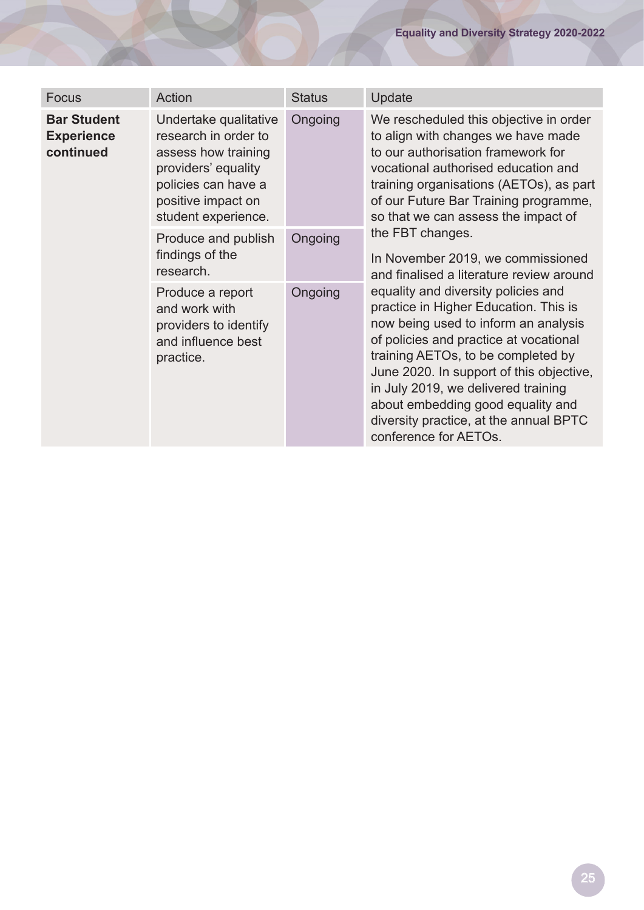| Focus | Action | Status | Update |
|---|---|---|---|
| **Bar Student Experience continued** | Undertake qualitative research in order to assess how training providers' equality policies can have a positive impact on student experience. | Ongoing | We rescheduled this objective in order to align with changes we have made to our authorisation framework for vocational authorised education and training organisations (AETOs), as part of our Future Bar Training programme, so that we can assess the impact of the FBT changes.<br><br>In November 2019, we commissioned and finalised a literature review around equality and diversity policies and practice in Higher Education. This is now being used to inform an analysis of policies and practice at vocational training AETOs, to be completed by June 2020. In support of this objective, in July 2019, we delivered training about embedding good equality and diversity practice, at the annual BPTC conference for AETOs. |
| | Produce and publish findings of the research. | Ongoing | |
| | Produce a report and work with providers to identify and influence best practice. | Ongoing | |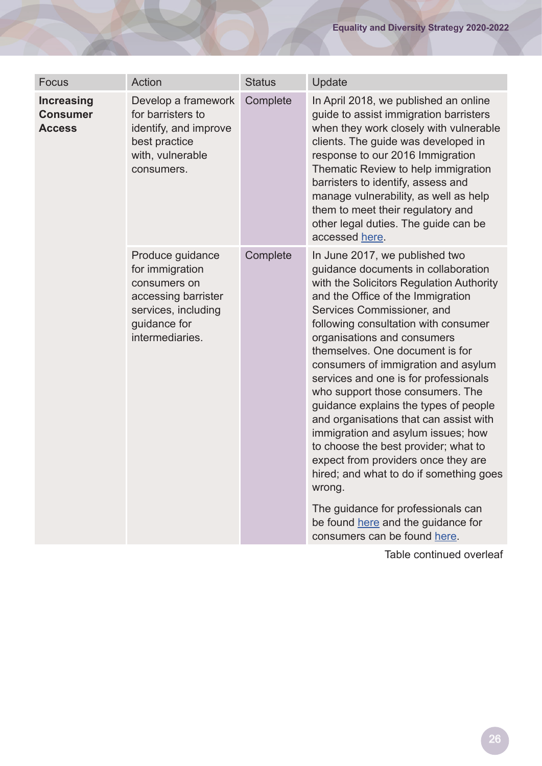| Focus | Action | Status | Update |
|---|---|---|---|
| **Increasing Consumer Access** | Develop a framework for barristers to identify, and improve best practice with, vulnerable consumers. | Complete | In April 2018, we published an online guide to assist immigration barristers when they work closely with vulnerable clients. The guide was developed in response to our 2016 Immigration Thematic Review to help immigration barristers to identify, assess and manage vulnerability, as well as help them to meet their regulatory and other legal duties. The guide can be accessed here. |
| | Produce guidance for immigration consumers on accessing barrister services, including guidance for intermediaries. | Complete | In June 2017, we published two guidance documents in collaboration with the Solicitors Regulation Authority and the Office of the Immigration Services Commissioner, and following consultation with consumer organisations and consumers themselves. One document is for consumers of immigration and asylum services and one is for professionals who support those consumers. The guidance explains the types of people and organisations that can assist with immigration and asylum issues; how to choose the best provider; what to expect from providers once they are hired; and what to do if something goes wrong. The guidance for professionals can be found here and the guidance for consumers can be found here. |

Table continued overleaf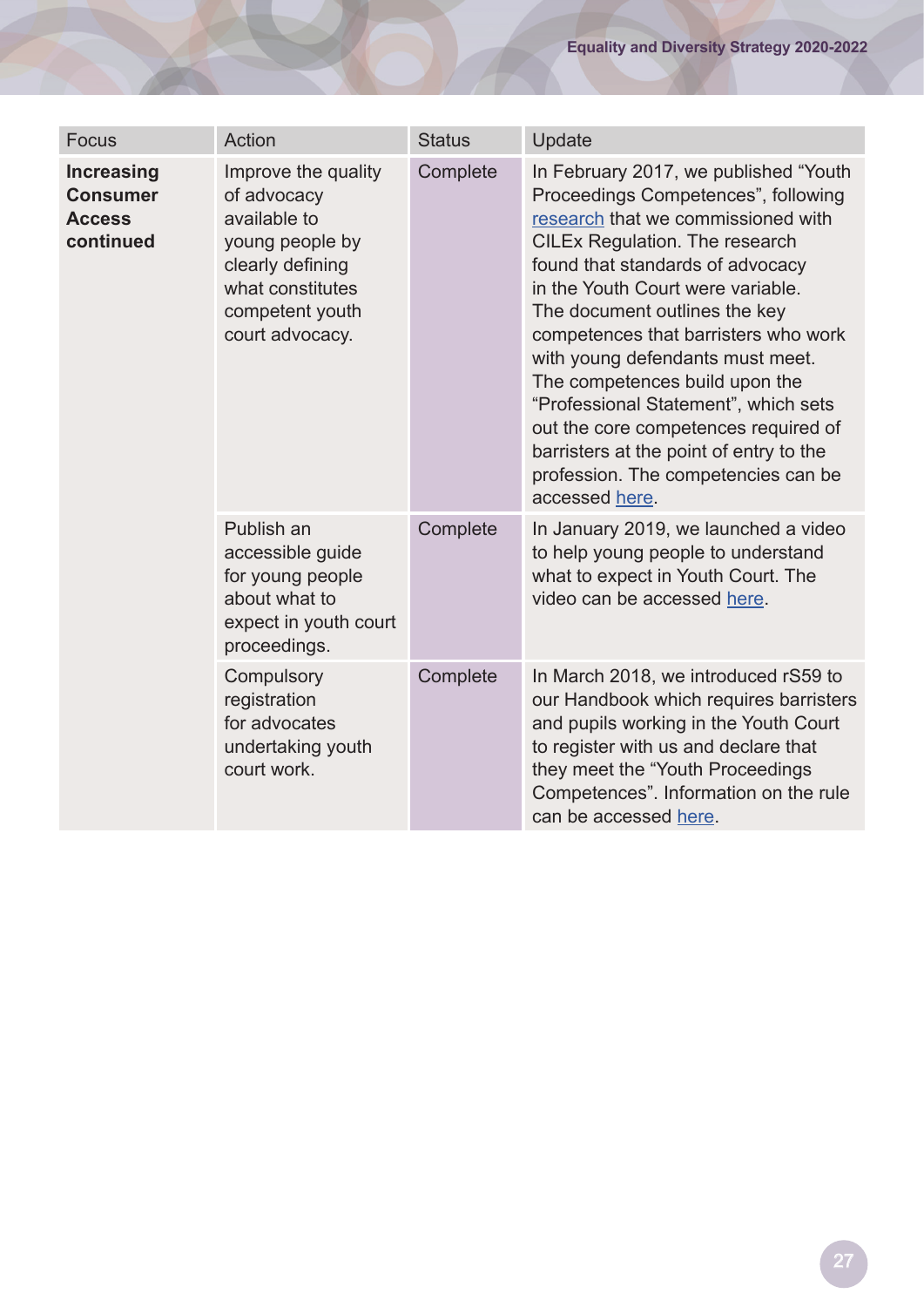| Focus | Action | Status | Update |
|---|---|---|---|
| **Increasing Consumer Access continued** | Improve the quality of advocacy available to young people by clearly defining what constitutes competent youth court advocacy. | Complete | In February 2017, we published "Youth Proceedings Competences", following research that we commissioned with CILEx Regulation. The research found that standards of advocacy in the Youth Court were variable. The document outlines the key competences that barristers who work with young defendants must meet. The competences build upon the "Professional Statement", which sets out the core competences required of barristers at the point of entry to the profession. The competencies can be accessed here. |
| | Publish an accessible guide for young people about what to expect in youth court proceedings. | Complete | In January 2019, we launched a video to help young people to understand what to expect in Youth Court. The video can be accessed here. |
| | Compulsory registration for advocates undertaking youth court work. | Complete | In March 2018, we introduced rS59 to our Handbook which requires barristers and pupils working in the Youth Court to register with us and declare that they meet the "Youth Proceedings Competences". Information on the rule can be accessed here. |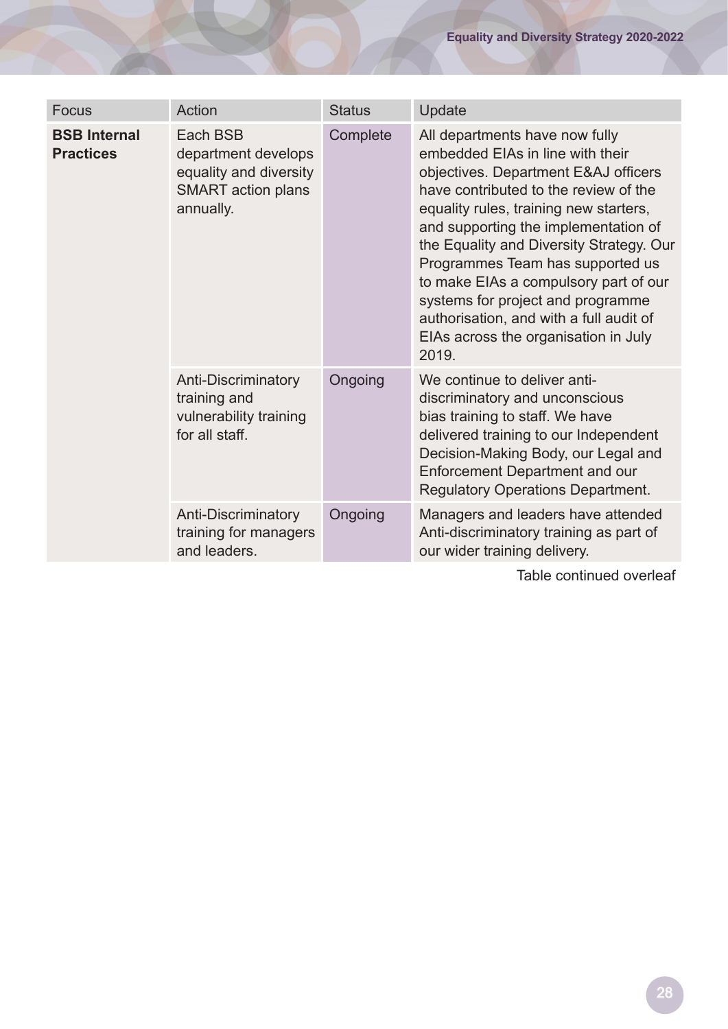| Focus | Action | Status | Update |
|---|---|---|---|
| **BSB Internal Practices** | Each BSB department develops equality and diversity SMART action plans annually. | Complete | All departments have now fully embedded EIAs in line with their objectives. Department E&AJ officers have contributed to the review of the equality rules, training new starters, and supporting the implementation of the Equality and Diversity Strategy. Our Programmes Team has supported us to make EIAs a compulsory part of our systems for project and programme authorisation, and with a full audit of EIAs across the organisation in July 2019. |
| | Anti-Discriminatory training and vulnerability training for all staff. | Ongoing | We continue to deliver anti-discriminatory and unconscious bias training to staff. We have delivered training to our Independent Decision-Making Body, our Legal and Enforcement Department and our Regulatory Operations Department. |
| | Anti-Discriminatory training for managers and leaders. | Ongoing | Managers and leaders have attended Anti-discriminatory training as part of our wider training delivery. |

Table continued overleaf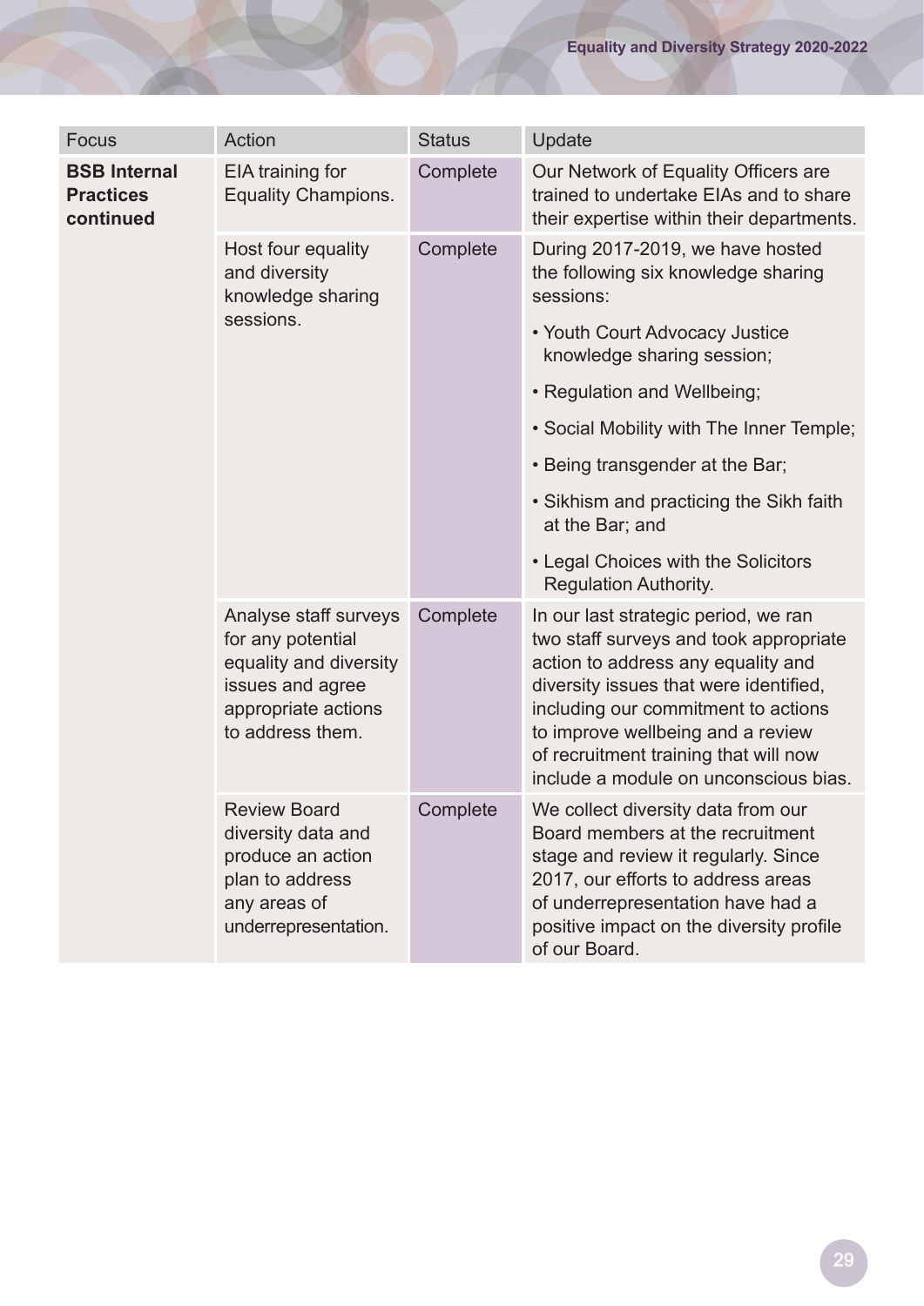| Focus | Action | Status | Update |
|---|---|---|---|
| **BSB Internal Practices continued** | EIA training for Equality Champions. | Complete | Our Network of Equality Officers are trained to undertake EIAs and to share their expertise within their departments. |
| | Host four equality and diversity knowledge sharing sessions. | Complete | During 2017-2019, we have hosted the following six knowledge sharing sessions:<br>• Youth Court Advocacy Justice knowledge sharing session;<br>• Regulation and Wellbeing;<br>• Social Mobility with The Inner Temple;<br>• Being transgender at the Bar;<br>• Sikhism and practicing the Sikh faith at the Bar; and<br>• Legal Choices with the Solicitors Regulation Authority. |
| | Analyse staff surveys for any potential equality and diversity issues and agree appropriate actions to address them. | Complete | In our last strategic period, we ran two staff surveys and took appropriate action to address any equality and diversity issues that were identified, including our commitment to actions to improve wellbeing and a review of recruitment training that will now include a module on unconscious bias. |
| | Review Board diversity data and produce an action plan to address any areas of underrepresentation. | Complete | We collect diversity data from our Board members at the recruitment stage and review it regularly. Since 2017, our efforts to address areas of underrepresentation have had a positive impact on the diversity profile of our Board. |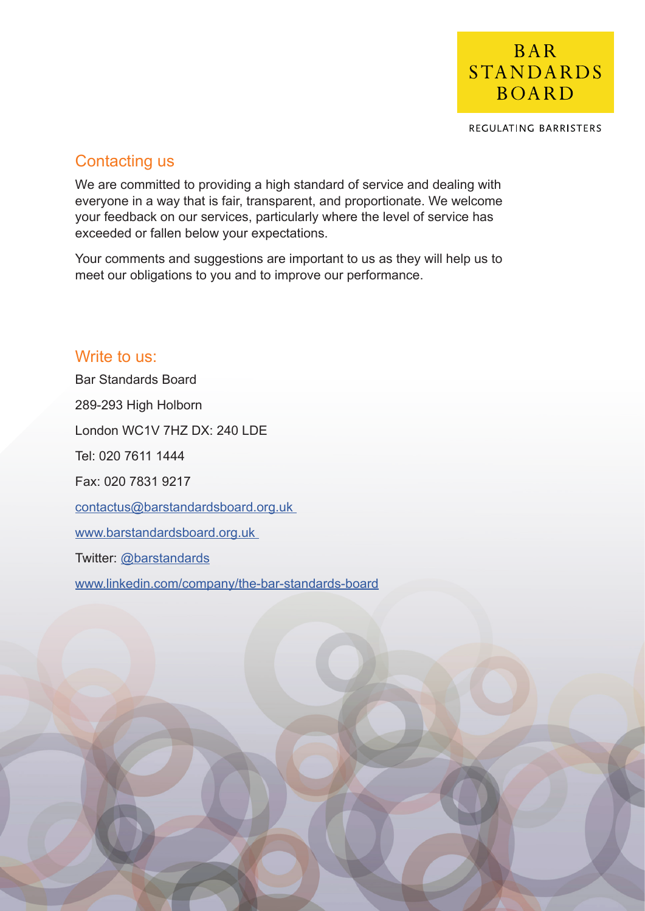BAR STANDARDS BOARD

REGULATING BARRISTERS

## Contacting us

We are committed to providing a high standard of service and dealing with everyone in a way that is fair, transparent, and proportionate. We welcome your feedback on our services, particularly where the level of service has exceeded or fallen below your expectations.

Your comments and suggestions are important to us as they will help us to meet our obligations to you and to improve our performance.

## Write to us:

Bar Standards Board

289-293 High Holborn

London WC1V 7HZ DX: 240 LDE

Tel: 020 7611 1444

Fax: 020 7831 9217

contactus@barstandardsboard.org.uk

www.barstandardsboard.org.uk

Twitter: @barstandards

www.linkedin.com/company/the-bar-standards-board